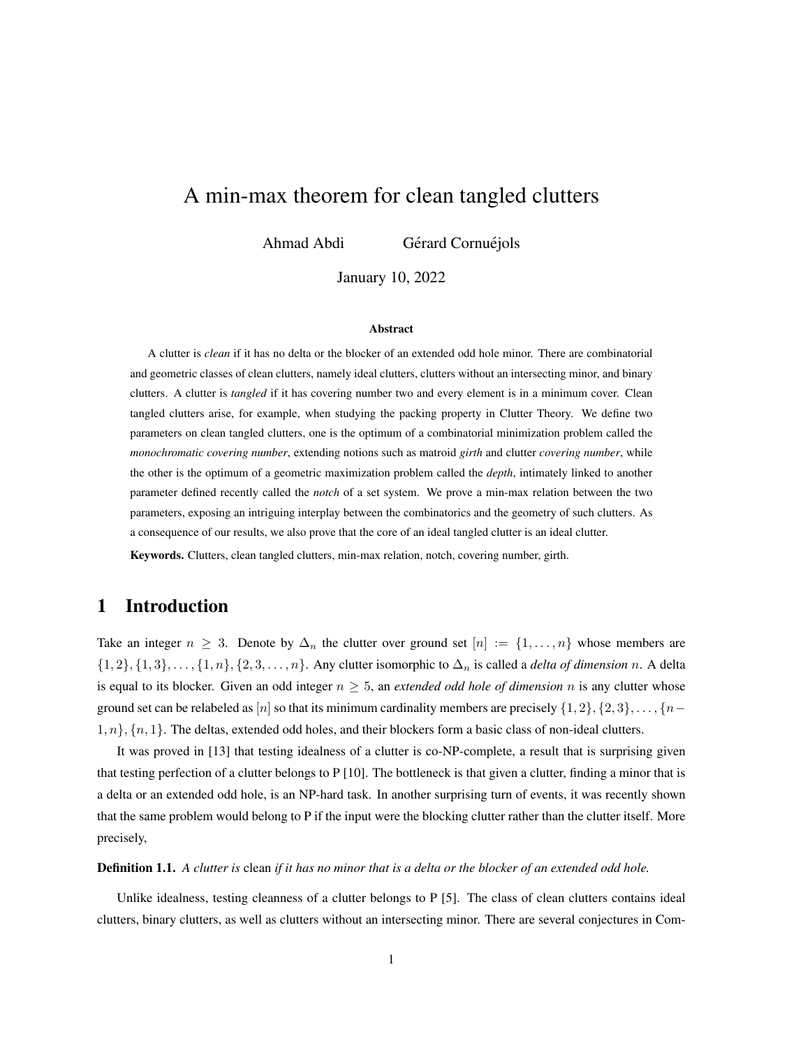# A min-max theorem for clean tangled clutters

Ahmad Abdi  Gérard Cornuéjols

January 10, 2022

### Abstract

A clutter is *clean* if it has no delta or the blocker of an extended odd hole minor. There are combinatorial and geometric classes of clean clutters, namely ideal clutters, clutters without an intersecting minor, and binary clutters. A clutter is *tangled* if it has covering number two and every element is in a minimum cover. Clean tangled clutters arise, for example, when studying the packing property in Clutter Theory. We define two parameters on clean tangled clutters, one is the optimum of a combinatorial minimization problem called the *monochromatic covering number*, extending notions such as matroid *girth* and clutter *covering number*, while the other is the optimum of a geometric maximization problem called the *depth*, intimately linked to another parameter defined recently called the *notch* of a set system. We prove a min-max relation between the two parameters, exposing an intriguing interplay between the combinatorics and the geometry of such clutters. As a consequence of our results, we also prove that the core of an ideal tangled clutter is an ideal clutter.

**Keywords.** Clutters, clean tangled clutters, min-max relation, notch, covering number, girth.

## 1 Introduction

Take an integer $n \geq 3$. Denote by $\Delta_n$ the clutter over ground set $[n] := \{1, \ldots, n\}$ whose members are $\{1, 2\}, \{1, 3\}, \ldots, \{1, n\}, \{2, 3, \ldots, n\}$. Any clutter isomorphic to $\Delta_n$ is called a *delta of dimension* $n$. A delta is equal to its blocker. Given an odd integer $n \geq 5$, an *extended odd hole of dimension* $n$ is any clutter whose ground set can be relabeled as $[n]$ so that its minimum cardinality members are precisely $\{1, 2\}, \{2, 3\}, \ldots, \{n-1, n\}, \{n, 1\}$. The deltas, extended odd holes, and their blockers form a basic class of non-ideal clutters.

It was proved in [13] that testing idealness of a clutter is co-NP-complete, a result that is surprising given that testing perfection of a clutter belongs to P [10]. The bottleneck is that given a clutter, finding a minor that is a delta or an extended odd hole, is an NP-hard task. In another surprising turn of events, it was recently shown that the same problem would belong to P if the input were the blocking clutter rather than the clutter itself. More precisely,

**Definition 1.1.** *A clutter is* clean *if it has no minor that is a delta or the blocker of an extended odd hole.*

Unlike idealness, testing cleanness of a clutter belongs to P [5]. The class of clean clutters contains ideal clutters, binary clutters, as well as clutters without an intersecting minor. There are several conjectures in Com-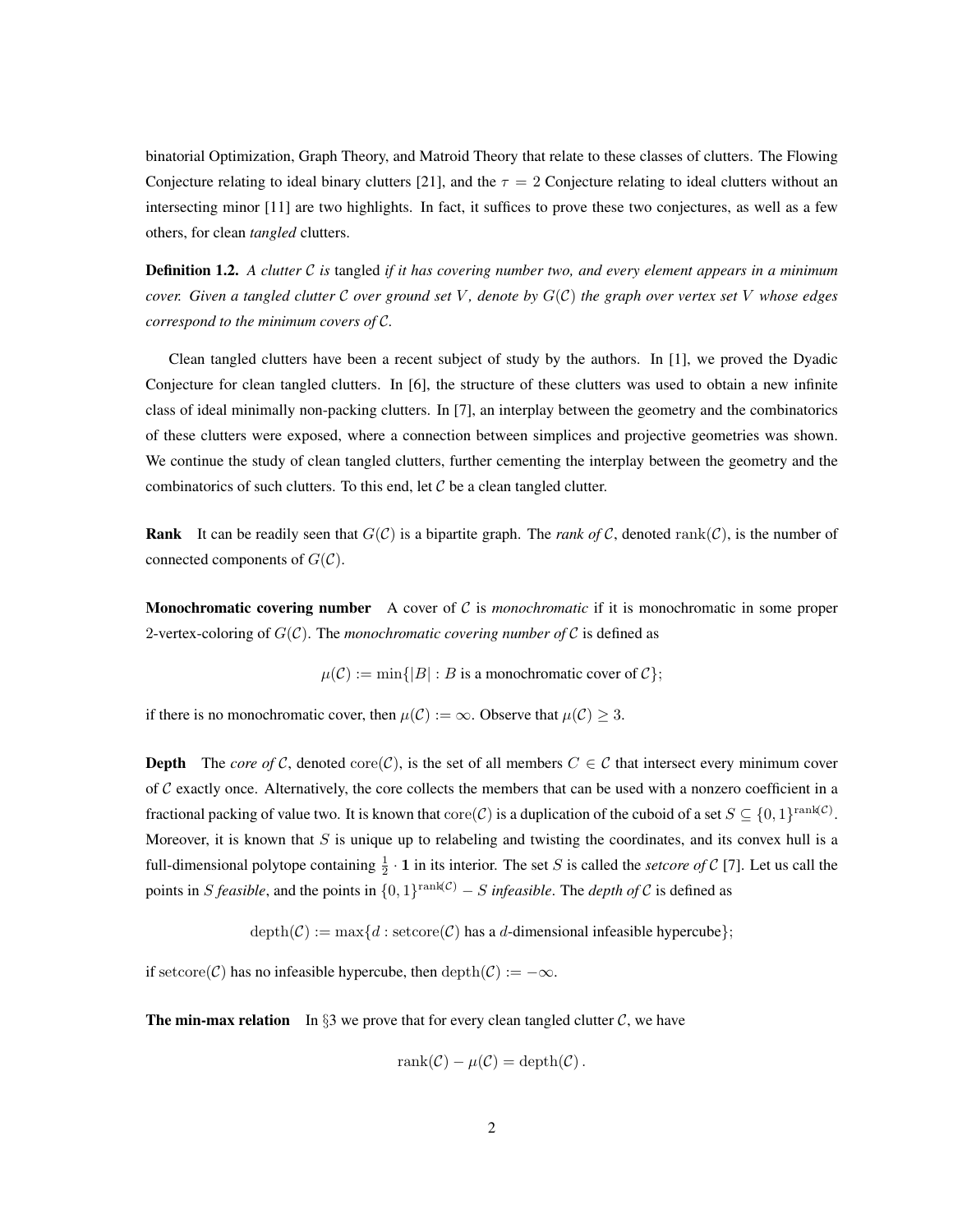binatorial Optimization, Graph Theory, and Matroid Theory that relate to these classes of clutters. The Flowing Conjecture relating to ideal binary clutters [21], and the $\tau = 2$ Conjecture relating to ideal clutters without an intersecting minor [11] are two highlights. In fact, it suffices to prove these two conjectures, as well as a few others, for clean *tangled* clutters.

**Definition 1.2.** *A clutter $\mathcal{C}$ is* tangled *if it has covering number two, and every element appears in a minimum cover. Given a tangled clutter $\mathcal{C}$ over ground set $V$, denote by $G(\mathcal{C})$ the graph over vertex set $V$ whose edges correspond to the minimum covers of $\mathcal{C}$.*

Clean tangled clutters have been a recent subject of study by the authors. In [1], we proved the Dyadic Conjecture for clean tangled clutters. In [6], the structure of these clutters was used to obtain a new infinite class of ideal minimally non-packing clutters. In [7], an interplay between the geometry and the combinatorics of these clutters were exposed, where a connection between simplices and projective geometries was shown. We continue the study of clean tangled clutters, further cementing the interplay between the geometry and the combinatorics of such clutters. To this end, let $\mathcal{C}$ be a clean tangled clutter.

**Rank** It can be readily seen that $G(\mathcal{C})$ is a bipartite graph. The *rank of* $\mathcal{C}$, denoted $\mathrm{rank}(\mathcal{C})$, is the number of connected components of $G(\mathcal{C})$.

**Monochromatic covering number** A cover of $\mathcal{C}$ is *monochromatic* if it is monochromatic in some proper 2-vertex-coloring of $G(\mathcal{C})$. The *monochromatic covering number of* $\mathcal{C}$ is defined as

$$\mu(\mathcal{C}) := \min\{|B| : B \text{ is a monochromatic cover of } \mathcal{C}\};$$

if there is no monochromatic cover, then $\mu(\mathcal{C}) := \infty$. Observe that $\mu(\mathcal{C}) \geq 3$.

**Depth** The *core of* $\mathcal{C}$, denoted $\mathrm{core}(\mathcal{C})$, is the set of all members $C \in \mathcal{C}$ that intersect every minimum cover of $\mathcal{C}$ exactly once. Alternatively, the core collects the members that can be used with a nonzero coefficient in a fractional packing of value two. It is known that $\mathrm{core}(\mathcal{C})$ is a duplication of the cuboid of a set $S \subseteq \{0,1\}^{\mathrm{rank}(\mathcal{C})}$. Moreover, it is known that $S$ is unique up to relabeling and twisting the coordinates, and its convex hull is a full-dimensional polytope containing $\frac{1}{2} \cdot \mathbf{1}$ in its interior. The set $S$ is called the *setcore of* $\mathcal{C}$ [7]. Let us call the points in $S$ *feasible*, and the points in $\{0,1\}^{\mathrm{rank}(\mathcal{C})} - S$ *infeasible*. The *depth of* $\mathcal{C}$ is defined as

$$\mathrm{depth}(\mathcal{C}) := \max\{d : \mathrm{setcore}(\mathcal{C}) \text{ has a } d\text{-dimensional infeasible hypercube}\};$$

if $\mathrm{setcore}(\mathcal{C})$ has no infeasible hypercube, then $\mathrm{depth}(\mathcal{C}) := -\infty$.

**The min-max relation** In §3 we prove that for every clean tangled clutter $\mathcal{C}$, we have

$$\mathrm{rank}(\mathcal{C}) - \mu(\mathcal{C}) = \mathrm{depth}(\mathcal{C})\,.$$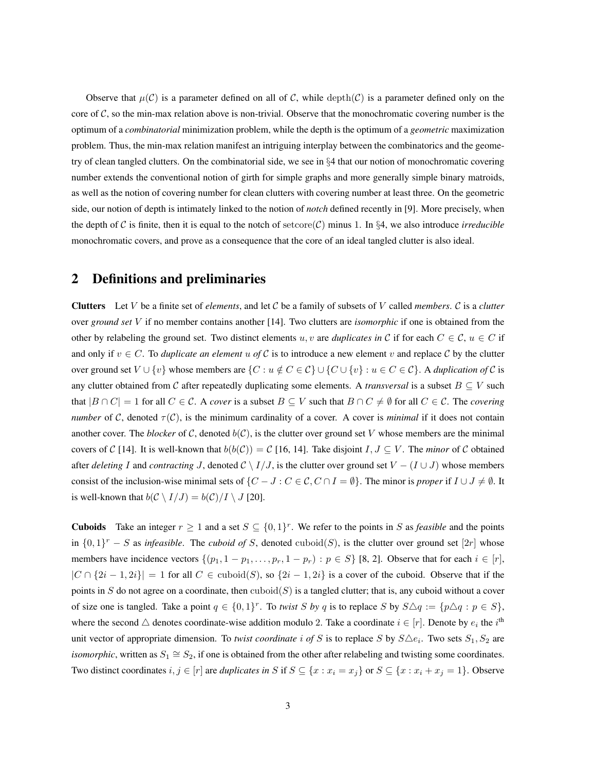Observe that $\mu(\mathcal{C})$ is a parameter defined on all of $\mathcal{C}$, while $\mathrm{depth}(\mathcal{C})$ is a parameter defined only on the core of $\mathcal{C}$, so the min-max relation above is non-trivial. Observe that the monochromatic covering number is the optimum of a *combinatorial* minimization problem, while the depth is the optimum of a *geometric* maximization problem. Thus, the min-max relation manifest an intriguing interplay between the combinatorics and the geometry of clean tangled clutters. On the combinatorial side, we see in §4 that our notion of monochromatic covering number extends the conventional notion of girth for simple graphs and more generally simple binary matroids, as well as the notion of covering number for clean clutters with covering number at least three. On the geometric side, our notion of depth is intimately linked to the notion of *notch* defined recently in [9]. More precisely, when the depth of $\mathcal{C}$ is finite, then it is equal to the notch of $\mathrm{setcore}(\mathcal{C})$ minus 1. In §4, we also introduce *irreducible* monochromatic covers, and prove as a consequence that the core of an ideal tangled clutter is also ideal.

## 2 Definitions and preliminaries

**Clutters** Let $V$ be a finite set of *elements*, and let $\mathcal{C}$ be a family of subsets of $V$ called *members*. $\mathcal{C}$ is a *clutter* over *ground set* $V$ if no member contains another [14]. Two clutters are *isomorphic* if one is obtained from the other by relabeling the ground set. Two distinct elements $u, v$ are *duplicates in* $\mathcal{C}$ if for each $C \in \mathcal{C}$, $u \in C$ if and only if $v \in C$. To *duplicate an element* $u$ *of* $\mathcal{C}$ is to introduce a new element $v$ and replace $\mathcal{C}$ by the clutter over ground set $V \cup \{v\}$ whose members are $\{C : u \notin C \in \mathcal{C}\} \cup \{C \cup \{v\} : u \in C \in \mathcal{C}\}$. A *duplication of* $\mathcal{C}$ is any clutter obtained from $\mathcal{C}$ after repeatedly duplicating some elements. A *transversal* is a subset $B \subseteq V$ such that $|B \cap C| = 1$ for all $C \in \mathcal{C}$. A *cover* is a subset $B \subseteq V$ such that $B \cap C \neq \emptyset$ for all $C \in \mathcal{C}$. The *covering number* of $\mathcal{C}$, denoted $\tau(\mathcal{C})$, is the minimum cardinality of a cover. A cover is *minimal* if it does not contain another cover. The *blocker* of $\mathcal{C}$, denoted $b(\mathcal{C})$, is the clutter over ground set $V$ whose members are the minimal covers of $\mathcal{C}$ [14]. It is well-known that $b(b(\mathcal{C})) = \mathcal{C}$ [16, 14]. Take disjoint $I, J \subseteq V$. The *minor* of $\mathcal{C}$ obtained after *deleting* $I$ and *contracting* $J$, denoted $\mathcal{C} \setminus I/J$, is the clutter over ground set $V - (I \cup J)$ whose members consist of the inclusion-wise minimal sets of $\{C - J : C \in \mathcal{C}, C \cap I = \emptyset\}$. The minor is *proper* if $I \cup J \neq \emptyset$. It is well-known that $b(\mathcal{C} \setminus I/J) = b(\mathcal{C})/I \setminus J$ [20].

**Cuboids** Take an integer $r \geq 1$ and a set $S \subseteq \{0,1\}^r$. We refer to the points in $S$ as *feasible* and the points in $\{0,1\}^r - S$ as *infeasible*. The *cuboid of* $S$, denoted $\mathrm{cuboid}(S)$, is the clutter over ground set $[2r]$ whose members have incidence vectors $\{(p_1, 1-p_1, \ldots, p_r, 1-p_r) : p \in S\}$ [8, 2]. Observe that for each $i \in [r]$, $|C \cap \{2i-1, 2i\}| = 1$ for all $C \in \mathrm{cuboid}(S)$, so $\{2i-1, 2i\}$ is a cover of the cuboid. Observe that if the points in $S$ do not agree on a coordinate, then $\mathrm{cuboid}(S)$ is a tangled clutter; that is, any cuboid without a cover of size one is tangled. Take a point $q \in \{0,1\}^r$. To *twist* $S$ *by* $q$ is to replace $S$ by $S \triangle q := \{p \triangle q : p \in S\}$, where the second $\triangle$ denotes coordinate-wise addition modulo 2. Take a coordinate $i \in [r]$. Denote by $e_i$ the $i^{\text{th}}$ unit vector of appropriate dimension. To *twist coordinate* $i$ *of* $S$ is to replace $S$ by $S \triangle e_i$. Two sets $S_1, S_2$ are *isomorphic*, written as $S_1 \cong S_2$, if one is obtained from the other after relabeling and twisting some coordinates. Two distinct coordinates $i, j \in [r]$ are *duplicates in* $S$ if $S \subseteq \{x : x_i = x_j\}$ or $S \subseteq \{x : x_i + x_j = 1\}$. Observe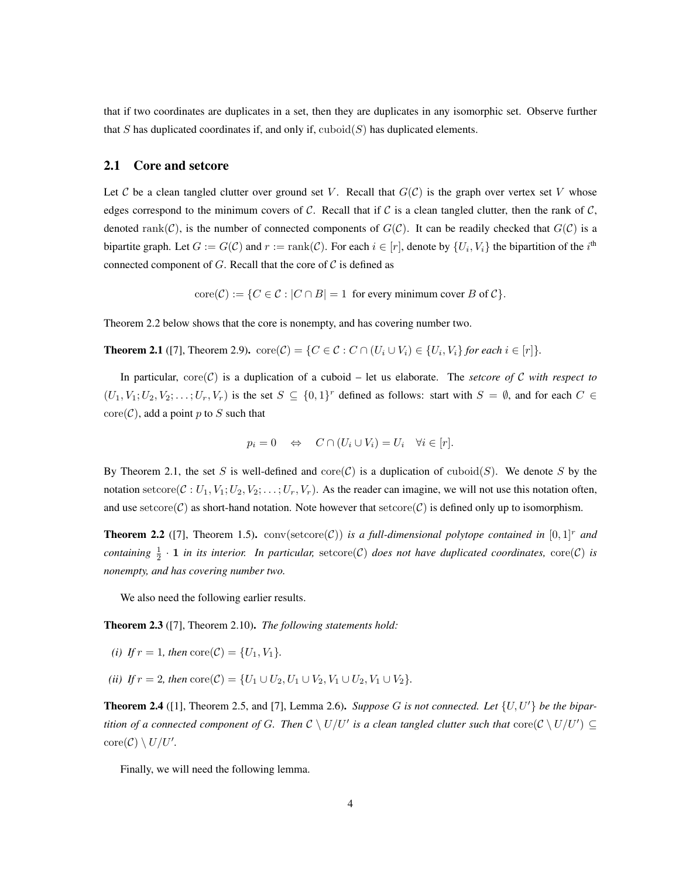that if two coordinates are duplicates in a set, then they are duplicates in any isomorphic set. Observe further that $S$ has duplicated coordinates if, and only if, $\mathrm{cuboid}(S)$ has duplicated elements.

## 2.1 Core and setcore

Let $\mathcal{C}$ be a clean tangled clutter over ground set $V$. Recall that $G(\mathcal{C})$ is the graph over vertex set $V$ whose edges correspond to the minimum covers of $\mathcal{C}$. Recall that if $\mathcal{C}$ is a clean tangled clutter, then the rank of $\mathcal{C}$, denoted $\mathrm{rank}(\mathcal{C})$, is the number of connected components of $G(\mathcal{C})$. It can be readily checked that $G(\mathcal{C})$ is a bipartite graph. Let $G := G(\mathcal{C})$ and $r := \mathrm{rank}(\mathcal{C})$. For each $i \in [r]$, denote by $\{U_i, V_i\}$ the bipartition of the $i^{\text{th}}$ connected component of $G$. Recall that the core of $\mathcal{C}$ is defined as

$$\mathrm{core}(\mathcal{C}) := \{C \in \mathcal{C} : |C \cap B| = 1 \text{ for every minimum cover } B \text{ of } \mathcal{C}\}.$$

Theorem 2.2 below shows that the core is nonempty, and has covering number two.

**Theorem 2.1** ([7], Theorem 2.9)**.** *$\mathrm{core}(\mathcal{C}) = \{C \in \mathcal{C} : C \cap (U_i \cup V_i) \in \{U_i, V_i\}$ for each $i \in [r]\}$.*

In particular, $\mathrm{core}(\mathcal{C})$ is a duplication of a cuboid – let us elaborate. The *setcore of $\mathcal{C}$ with respect to* $(U_1, V_1; U_2, V_2; \ldots; U_r, V_r)$ is the set $S \subseteq \{0,1\}^r$ defined as follows: start with $S = \emptyset$, and for each $C \in \mathrm{core}(\mathcal{C})$, add a point $p$ to $S$ such that

$$p_i = 0 \quad \Leftrightarrow \quad C \cap (U_i \cup V_i) = U_i \quad \forall i \in [r].$$

By Theorem 2.1, the set $S$ is well-defined and $\mathrm{core}(\mathcal{C})$ is a duplication of $\mathrm{cuboid}(S)$. We denote $S$ by the notation $\mathrm{setcore}(\mathcal{C} : U_1, V_1; U_2, V_2; \ldots; U_r, V_r)$. As the reader can imagine, we will not use this notation often, and use $\mathrm{setcore}(\mathcal{C})$ as short-hand notation. Note however that $\mathrm{setcore}(\mathcal{C})$ is defined only up to isomorphism.

**Theorem 2.2** ([7], Theorem 1.5)**.** *$\mathrm{conv}(\mathrm{setcore}(\mathcal{C}))$ is a full-dimensional polytope contained in $[0,1]^r$ and containing $\frac{1}{2} \cdot \mathbf{1}$ in its interior. In particular, $\mathrm{setcore}(\mathcal{C})$ does not have duplicated coordinates, $\mathrm{core}(\mathcal{C})$ is nonempty, and has covering number two.*

We also need the following earlier results.

**Theorem 2.3** ([7], Theorem 2.10)**.** *The following statements hold:*

*(i) If $r = 1$, then $\mathrm{core}(\mathcal{C}) = \{U_1, V_1\}$.*

*(ii) If $r = 2$, then $\mathrm{core}(\mathcal{C}) = \{U_1 \cup U_2, U_1 \cup V_2, V_1 \cup U_2, V_1 \cup V_2\}$.*

**Theorem 2.4** ([1], Theorem 2.5, and [7], Lemma 2.6)**.** *Suppose $G$ is not connected. Let $\{U, U'\}$ be the bipartition of a connected component of $G$. Then $\mathcal{C} \setminus U/U'$ is a clean tangled clutter such that $\mathrm{core}(\mathcal{C} \setminus U/U') \subseteq \mathrm{core}(\mathcal{C}) \setminus U/U'$.*

Finally, we will need the following lemma.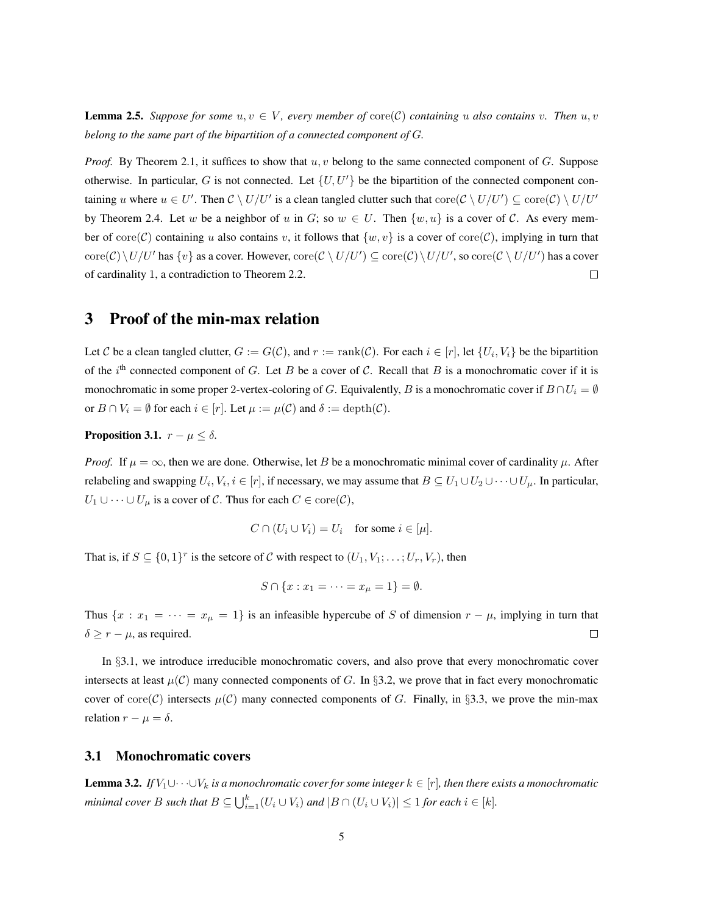**Lemma 2.5.** *Suppose for some $u, v \in V$, every member of $\mathrm{core}(\mathcal{C})$ containing $u$ also contains $v$. Then $u, v$ belong to the same part of the bipartition of a connected component of $G$.*

*Proof.* By Theorem 2.1, it suffices to show that $u, v$ belong to the same connected component of $G$. Suppose otherwise. In particular, $G$ is not connected. Let $\{U, U'\}$ be the bipartition of the connected component containing $u$ where $u \in U'$. Then $\mathcal{C} \setminus U/U'$ is a clean tangled clutter such that $\mathrm{core}(\mathcal{C} \setminus U/U') \subseteq \mathrm{core}(\mathcal{C}) \setminus U/U'$ by Theorem 2.4. Let $w$ be a neighbor of $u$ in $G$; so $w \in U$. Then $\{w, u\}$ is a cover of $\mathcal{C}$. As every member of $\mathrm{core}(\mathcal{C})$ containing $u$ also contains $v$, it follows that $\{w, v\}$ is a cover of $\mathrm{core}(\mathcal{C})$, implying in turn that $\mathrm{core}(\mathcal{C}) \setminus U/U'$ has $\{v\}$ as a cover. However, $\mathrm{core}(\mathcal{C} \setminus U/U') \subseteq \mathrm{core}(\mathcal{C}) \setminus U/U'$, so $\mathrm{core}(\mathcal{C} \setminus U/U')$ has a cover of cardinality 1, a contradiction to Theorem 2.2. $\square$

# 3 Proof of the min-max relation

Let $\mathcal{C}$ be a clean tangled clutter, $G := G(\mathcal{C})$, and $r := \mathrm{rank}(\mathcal{C})$. For each $i \in [r]$, let $\{U_i, V_i\}$ be the bipartition of the $i^{\text{th}}$ connected component of $G$. Let $B$ be a cover of $\mathcal{C}$. Recall that $B$ is a monochromatic cover if it is monochromatic in some proper 2-vertex-coloring of $G$. Equivalently, $B$ is a monochromatic cover if $B \cap U_i = \emptyset$ or $B \cap V_i = \emptyset$ for each $i \in [r]$. Let $\mu := \mu(\mathcal{C})$ and $\delta := \mathrm{depth}(\mathcal{C})$.

**Proposition 3.1.** $r - \mu \leq \delta$.

*Proof.* If $\mu = \infty$, then we are done. Otherwise, let $B$ be a monochromatic minimal cover of cardinality $\mu$. After relabeling and swapping $U_i, V_i, i \in [r]$, if necessary, we may assume that $B \subseteq U_1 \cup U_2 \cup \cdots \cup U_\mu$. In particular, $U_1 \cup \cdots \cup U_\mu$ is a cover of $\mathcal{C}$. Thus for each $C \in \mathrm{core}(\mathcal{C})$,

$$C \cap (U_i \cup V_i) = U_i \quad \text{for some } i \in [\mu].$$

That is, if $S \subseteq \{0,1\}^r$ is the setcore of $\mathcal{C}$ with respect to $(U_1, V_1; \ldots; U_r, V_r)$, then

$$S \cap \{x : x_1 = \cdots = x_\mu = 1\} = \emptyset.$$

Thus $\{x : x_1 = \cdots = x_\mu = 1\}$ is an infeasible hypercube of $S$ of dimension $r - \mu$, implying in turn that $\delta \geq r - \mu$, as required. $\square$

In §3.1, we introduce irreducible monochromatic covers, and also prove that every monochromatic cover intersects at least $\mu(\mathcal{C})$ many connected components of $G$. In §3.2, we prove that in fact every monochromatic cover of $\mathrm{core}(\mathcal{C})$ intersects $\mu(\mathcal{C})$ many connected components of $G$. Finally, in §3.3, we prove the min-max relation $r - \mu = \delta$.

## 3.1 Monochromatic covers

**Lemma 3.2.** *If $V_1 \cup \cdots \cup V_k$ is a monochromatic cover for some integer $k \in [r]$, then there exists a monochromatic minimal cover $B$ such that $B \subseteq \bigcup_{i=1}^k (U_i \cup V_i)$ and $|B \cap (U_i \cup V_i)| \leq 1$ for each $i \in [k]$.*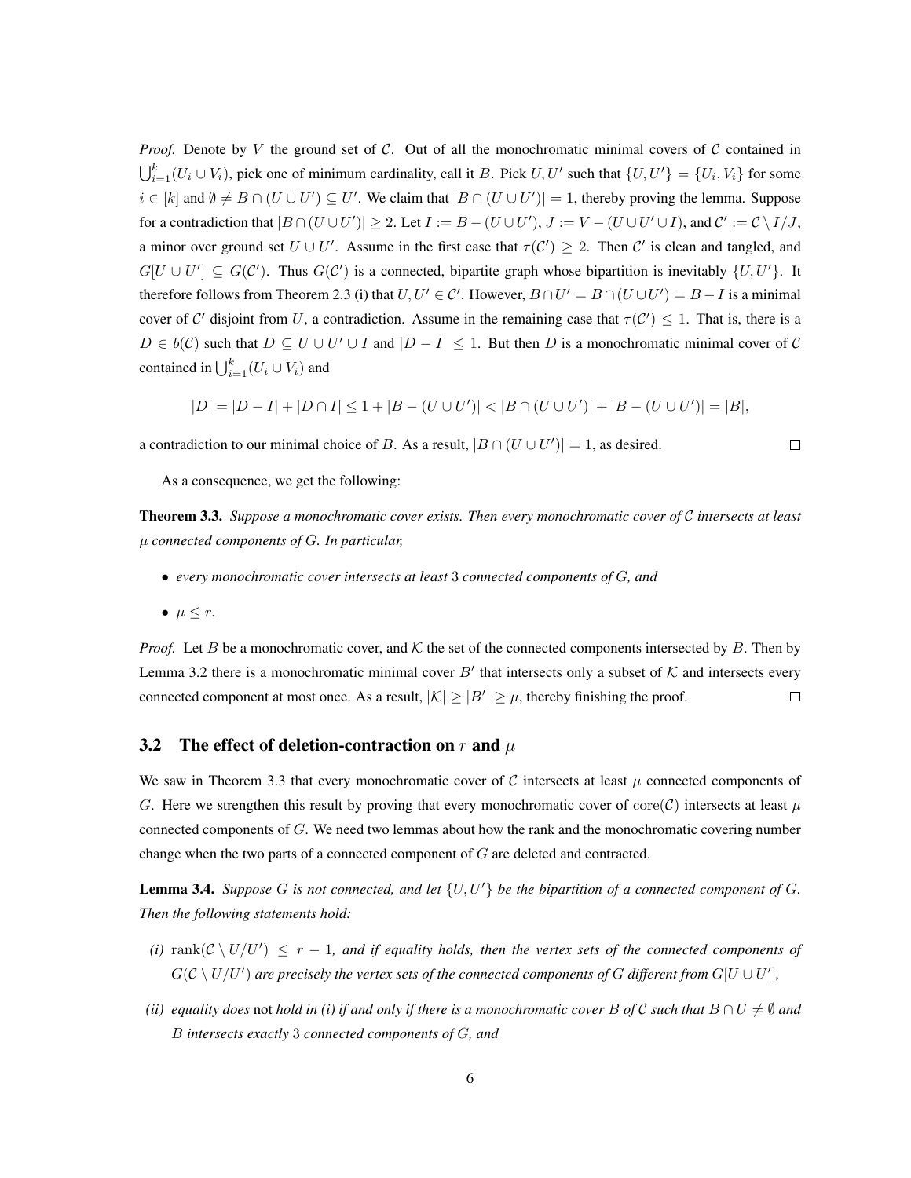*Proof.* Denote by $V$ the ground set of $\mathcal{C}$. Out of all the monochromatic minimal covers of $\mathcal{C}$ contained in $\bigcup_{i=1}^{k}(U_i \cup V_i)$, pick one of minimum cardinality, call it $B$. Pick $U, U'$ such that $\{U, U'\} = \{U_i, V_i\}$ for some $i \in [k]$ and $\emptyset \neq B \cap (U \cup U') \subseteq U'$. We claim that $|B \cap (U \cup U')| = 1$, thereby proving the lemma. Suppose for a contradiction that $|B \cap (U \cup U')| \geq 2$. Let $I := B - (U \cup U')$, $J := V - (U \cup U' \cup I)$, and $\mathcal{C}' := \mathcal{C} \setminus I/J$, a minor over ground set $U \cup U'$. Assume in the first case that $\tau(\mathcal{C}') \geq 2$. Then $\mathcal{C}'$ is clean and tangled, and $G[U \cup U'] \subseteq G(\mathcal{C}')$. Thus $G(\mathcal{C}')$ is a connected, bipartite graph whose bipartition is inevitably $\{U, U'\}$. It therefore follows from Theorem 2.3 (i) that $U, U' \in \mathcal{C}'$. However, $B \cap U' = B \cap (U \cup U') = B - I$ is a minimal cover of $\mathcal{C}'$ disjoint from $U$, a contradiction. Assume in the remaining case that $\tau(\mathcal{C}') \leq 1$. That is, there is a $D \in b(\mathcal{C})$ such that $D \subseteq U \cup U' \cup I$ and $|D - I| \leq 1$. But then $D$ is a monochromatic minimal cover of $\mathcal{C}$ contained in $\bigcup_{i=1}^{k}(U_i \cup V_i)$ and

$$|D| = |D - I| + |D \cap I| \leq 1 + |B - (U \cup U')| < |B \cap (U \cup U')| + |B - (U \cup U')| = |B|,$$

a contradiction to our minimal choice of $B$. As a result, $|B \cap (U \cup U')| = 1$, as desired. $\square$

As a consequence, we get the following:

**Theorem 3.3.** *Suppose a monochromatic cover exists. Then every monochromatic cover of $\mathcal{C}$ intersects at least $\mu$ connected components of $G$. In particular,*

- *every monochromatic cover intersects at least 3 connected components of $G$, and*
- *$\mu \leq r$.*

*Proof.* Let $B$ be a monochromatic cover, and $\mathcal{K}$ the set of the connected components intersected by $B$. Then by Lemma 3.2 there is a monochromatic minimal cover $B'$ that intersects only a subset of $\mathcal{K}$ and intersects every connected component at most once. As a result, $|\mathcal{K}| \geq |B'| \geq \mu$, thereby finishing the proof. $\square$

### 3.2 The effect of deletion-contraction on $r$ and $\mu$

We saw in Theorem 3.3 that every monochromatic cover of $\mathcal{C}$ intersects at least $\mu$ connected components of $G$. Here we strengthen this result by proving that every monochromatic cover of $\mathrm{core}(\mathcal{C})$ intersects at least $\mu$ connected components of $G$. We need two lemmas about how the rank and the monochromatic covering number change when the two parts of a connected component of $G$ are deleted and contracted.

**Lemma 3.4.** *Suppose $G$ is not connected, and let $\{U, U'\}$ be the bipartition of a connected component of $G$. Then the following statements hold:*

*(i) $\mathrm{rank}(\mathcal{C} \setminus U/U') \leq r - 1$, and if equality holds, then the vertex sets of the connected components of $G(\mathcal{C} \setminus U/U')$ are precisely the vertex sets of the connected components of $G$ different from $G[U \cup U']$,*

*(ii) equality does* not *hold in (i) if and only if there is a monochromatic cover $B$ of $\mathcal{C}$ such that $B \cap U \neq \emptyset$ and $B$ intersects exactly 3 connected components of $G$, and*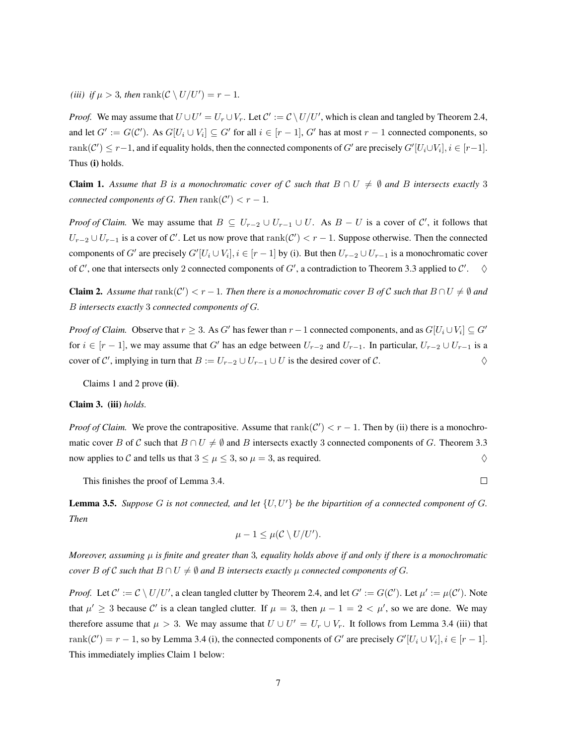*(iii) if* $\mu > 3$*, then* $\operatorname{rank}(\mathcal{C} \setminus U/U') = r - 1$*.*

*Proof.* We may assume that $U \cup U' = U_r \cup V_r$. Let $\mathcal{C}' := \mathcal{C} \setminus U/U'$, which is clean and tangled by Theorem 2.4, and let $G' := G(\mathcal{C}')$. As $G[U_i \cup V_i] \subseteq G'$ for all $i \in [r-1]$, $G'$ has at most $r-1$ connected components, so $\operatorname{rank}(\mathcal{C}') \leq r-1$, and if equality holds, then the connected components of $G'$ are precisely $G'[U_i \cup V_i], i \in [r-1]$. Thus **(i)** holds.

**Claim 1.** *Assume that $B$ is a monochromatic cover of $\mathcal{C}$ such that $B \cap U \neq \emptyset$ and $B$ intersects exactly 3 connected components of $G$. Then $\operatorname{rank}(\mathcal{C}') < r - 1$.*

*Proof of Claim.* We may assume that $B \subseteq U_{r-2} \cup U_{r-1} \cup U$. As $B - U$ is a cover of $\mathcal{C}'$, it follows that $U_{r-2} \cup U_{r-1}$ is a cover of $\mathcal{C}'$. Let us now prove that $\operatorname{rank}(\mathcal{C}') < r - 1$. Suppose otherwise. Then the connected components of $G'$ are precisely $G'[U_i \cup V_i], i \in [r-1]$ by (i). But then $U_{r-2} \cup U_{r-1}$ is a monochromatic cover of $\mathcal{C}'$, one that intersects only 2 connected components of $G'$, a contradiction to Theorem 3.3 applied to $\mathcal{C}'$. ◊

**Claim 2.** *Assume that* $\operatorname{rank}(\mathcal{C}') < r - 1$*. Then there is a monochromatic cover $B$ of $\mathcal{C}$ such that $B \cap U \neq \emptyset$ and $B$ intersects exactly 3 connected components of $G$.*

*Proof of Claim.* Observe that $r \geq 3$. As $G'$ has fewer than $r-1$ connected components, and as $G[U_i \cup V_i] \subseteq G'$ for $i \in [r-1]$, we may assume that $G'$ has an edge between $U_{r-2}$ and $U_{r-1}$. In particular, $U_{r-2} \cup U_{r-1}$ is a cover of $\mathcal{C}'$, implying in turn that $B := U_{r-2} \cup U_{r-1} \cup U$ is the desired cover of $\mathcal{C}$. ◊

Claims 1 and 2 prove **(ii)**.

**Claim 3.** **(iii)** *holds.*

*Proof of Claim.* We prove the contrapositive. Assume that $\operatorname{rank}(\mathcal{C}') < r - 1$. Then by (ii) there is a monochromatic cover $B$ of $\mathcal{C}$ such that $B \cap U \neq \emptyset$ and $B$ intersects exactly 3 connected components of $G$. Theorem 3.3 now applies to $\mathcal{C}$ and tells us that $3 \leq \mu \leq 3$, so $\mu = 3$, as required. ◊

This finishes the proof of Lemma 3.4. □

**Lemma 3.5.** *Suppose $G$ is not connected, and let $\{U, U'\}$ be the bipartition of a connected component of $G$. Then*

$$\mu - 1 \leq \mu(\mathcal{C} \setminus U/U').$$

*Moreover, assuming $\mu$ is finite and greater than 3, equality holds above if and only if there is a monochromatic cover $B$ of $\mathcal{C}$ such that $B \cap U \neq \emptyset$ and $B$ intersects exactly $\mu$ connected components of $G$.*

*Proof.* Let $\mathcal{C}' := \mathcal{C} \setminus U/U'$, a clean tangled clutter by Theorem 2.4, and let $G' := G(\mathcal{C}')$. Let $\mu' := \mu(\mathcal{C}')$. Note that $\mu' \geq 3$ because $\mathcal{C}'$ is a clean tangled clutter. If $\mu = 3$, then $\mu - 1 = 2 < \mu'$, so we are done. We may therefore assume that $\mu > 3$. We may assume that $U \cup U' = U_r \cup V_r$. It follows from Lemma 3.4 (iii) that $\operatorname{rank}(\mathcal{C}') = r - 1$, so by Lemma 3.4 (i), the connected components of $G'$ are precisely $G'[U_i \cup V_i], i \in [r-1]$. This immediately implies Claim 1 below: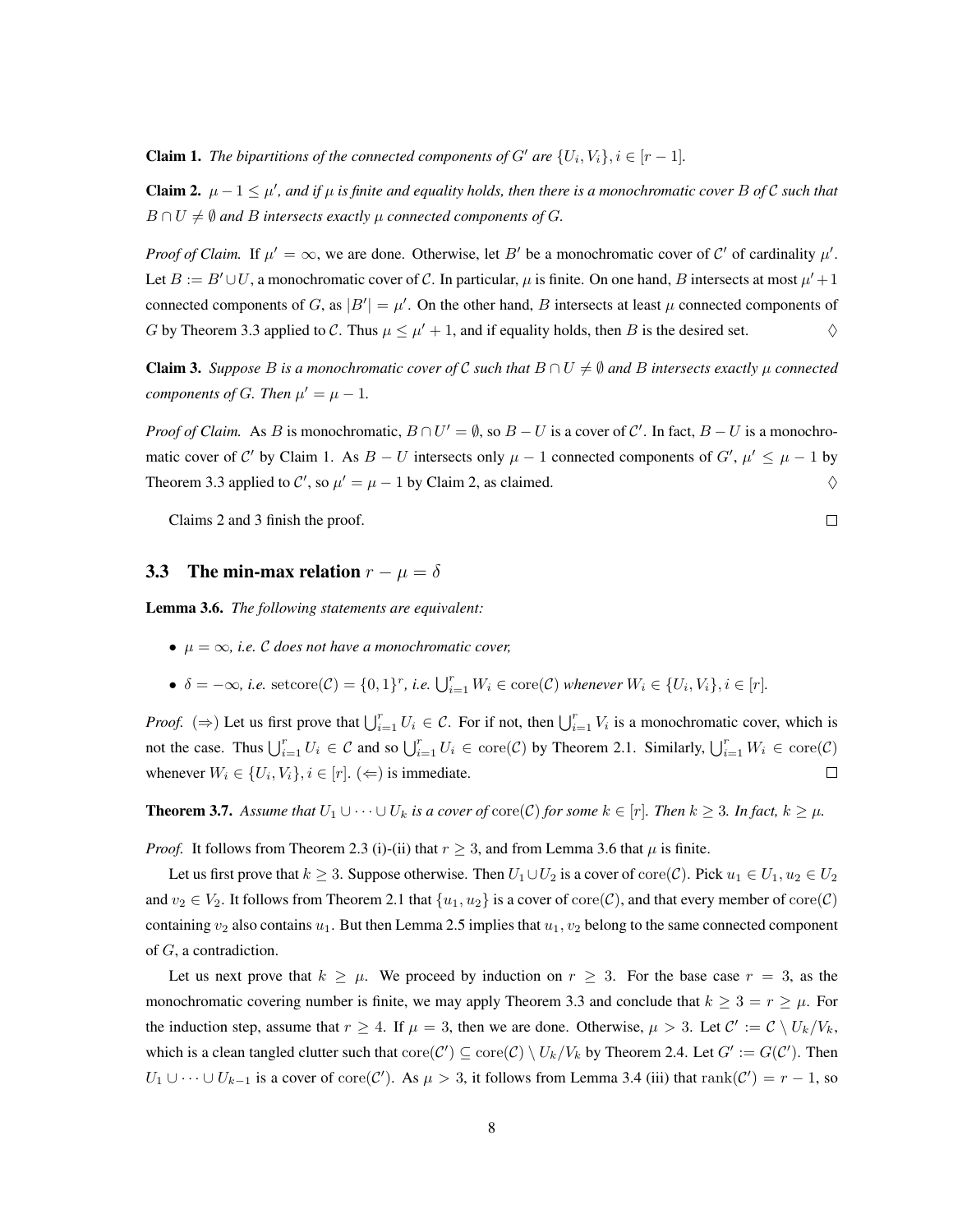**Claim 1.** *The bipartitions of the connected components of $G'$ are $\{U_i, V_i\}, i \in [r-1]$.*

**Claim 2.** *$\mu - 1 \leq \mu'$, and if $\mu$ is finite and equality holds, then there is a monochromatic cover $B$ of $\mathcal{C}$ such that $B \cap U \neq \emptyset$ and $B$ intersects exactly $\mu$ connected components of $G$.*

*Proof of Claim.* If $\mu' = \infty$, we are done. Otherwise, let $B'$ be a monochromatic cover of $\mathcal{C}'$ of cardinality $\mu'$. Let $B := B' \cup U$, a monochromatic cover of $\mathcal{C}$. In particular, $\mu$ is finite. On one hand, $B$ intersects at most $\mu' + 1$ connected components of $G$, as $|B'| = \mu'$. On the other hand, $B$ intersects at least $\mu$ connected components of $G$ by Theorem 3.3 applied to $\mathcal{C}$. Thus $\mu \leq \mu' + 1$, and if equality holds, then $B$ is the desired set. ♢

**Claim 3.** *Suppose $B$ is a monochromatic cover of $\mathcal{C}$ such that $B \cap U \neq \emptyset$ and $B$ intersects exactly $\mu$ connected components of $G$. Then $\mu' = \mu - 1$.*

*Proof of Claim.* As $B$ is monochromatic, $B \cap U' = \emptyset$, so $B - U$ is a cover of $\mathcal{C}'$. In fact, $B - U$ is a monochromatic cover of $\mathcal{C}'$ by Claim 1. As $B - U$ intersects only $\mu - 1$ connected components of $G'$, $\mu' \leq \mu - 1$ by Theorem 3.3 applied to $\mathcal{C}'$, so $\mu' = \mu - 1$ by Claim 2, as claimed. ♢

Claims 2 and 3 finish the proof. □

### 3.3 The min-max relation $r - \mu = \delta$

**Lemma 3.6.** *The following statements are equivalent:*

- *$\mu = \infty$, i.e. $\mathcal{C}$ does not have a monochromatic cover,*
- *$\delta = -\infty$, i.e. $\text{setcore}(\mathcal{C}) = \{0,1\}^r$, i.e. $\bigcup_{i=1}^r W_i \in \text{core}(\mathcal{C})$ whenever $W_i \in \{U_i, V_i\}, i \in [r]$.*

*Proof.* ($\Rightarrow$) Let us first prove that $\bigcup_{i=1}^r U_i \in \mathcal{C}$. For if not, then $\bigcup_{i=1}^r V_i$ is a monochromatic cover, which is not the case. Thus $\bigcup_{i=1}^r U_i \in \mathcal{C}$ and so $\bigcup_{i=1}^r U_i \in \text{core}(\mathcal{C})$ by Theorem 2.1. Similarly, $\bigcup_{i=1}^r W_i \in \text{core}(\mathcal{C})$ whenever $W_i \in \{U_i, V_i\}, i \in [r]$. ($\Leftarrow$) is immediate. □

**Theorem 3.7.** *Assume that $U_1 \cup \cdots \cup U_k$ is a cover of $\text{core}(\mathcal{C})$ for some $k \in [r]$. Then $k \geq 3$. In fact, $k \geq \mu$.*

*Proof.* It follows from Theorem 2.3 (i)-(ii) that $r \geq 3$, and from Lemma 3.6 that $\mu$ is finite.

Let us first prove that $k \geq 3$. Suppose otherwise. Then $U_1 \cup U_2$ is a cover of $\text{core}(\mathcal{C})$. Pick $u_1 \in U_1, u_2 \in U_2$ and $v_2 \in V_2$. It follows from Theorem 2.1 that $\{u_1, u_2\}$ is a cover of $\text{core}(\mathcal{C})$, and that every member of $\text{core}(\mathcal{C})$ containing $v_2$ also contains $u_1$. But then Lemma 2.5 implies that $u_1, v_2$ belong to the same connected component of $G$, a contradiction.

Let us next prove that $k \geq \mu$. We proceed by induction on $r \geq 3$. For the base case $r = 3$, as the monochromatic covering number is finite, we may apply Theorem 3.3 and conclude that $k \geq 3 = r \geq \mu$. For the induction step, assume that $r \geq 4$. If $\mu = 3$, then we are done. Otherwise, $\mu > 3$. Let $\mathcal{C}' := \mathcal{C} \setminus U_k/V_k$, which is a clean tangled clutter such that $\text{core}(\mathcal{C}') \subseteq \text{core}(\mathcal{C}) \setminus U_k/V_k$ by Theorem 2.4. Let $G' := G(\mathcal{C}')$. Then $U_1 \cup \cdots \cup U_{k-1}$ is a cover of $\text{core}(\mathcal{C}')$. As $\mu > 3$, it follows from Lemma 3.4 (iii) that $\text{rank}(\mathcal{C}') = r - 1$, so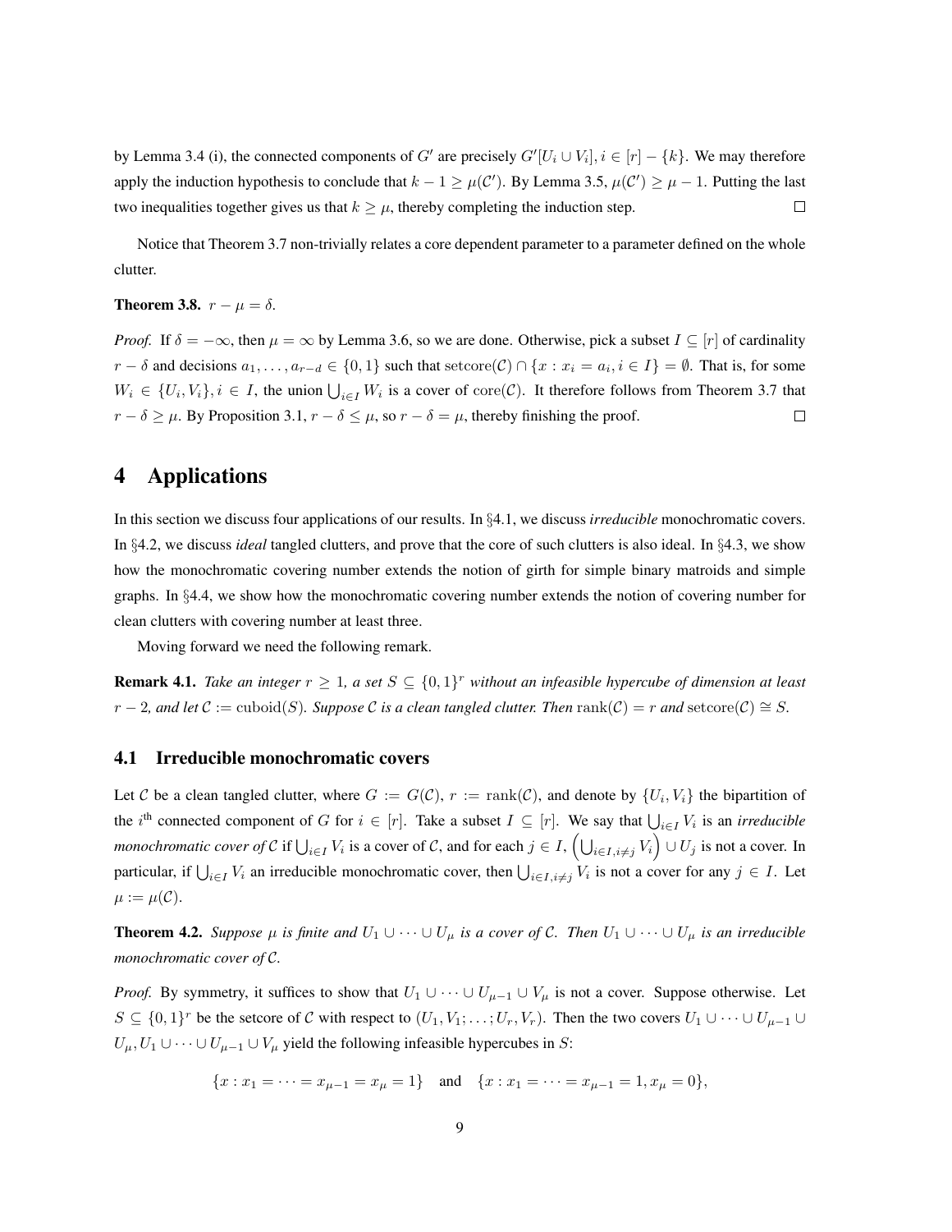by Lemma 3.4 (i), the connected components of $G'$ are precisely $G'[U_i \cup V_i], i \in [r] - \{k\}$. We may therefore apply the induction hypothesis to conclude that $k - 1 \geq \mu(\mathcal{C}')$. By Lemma 3.5, $\mu(\mathcal{C}') \geq \mu - 1$. Putting the last two inequalities together gives us that $k \geq \mu$, thereby completing the induction step. $\square$

Notice that Theorem 3.7 non-trivially relates a core dependent parameter to a parameter defined on the whole clutter.

**Theorem 3.8.** $r - \mu = \delta$.

*Proof.* If $\delta = -\infty$, then $\mu = \infty$ by Lemma 3.6, so we are done. Otherwise, pick a subset $I \subseteq [r]$ of cardinality $r - \delta$ and decisions $a_1, \ldots, a_{r-d} \in \{0, 1\}$ such that $\operatorname{setcore}(\mathcal{C}) \cap \{x : x_i = a_i, i \in I\} = \emptyset$. That is, for some $W_i \in \{U_i, V_i\}, i \in I$, the union $\bigcup_{i \in I} W_i$ is a cover of $\operatorname{core}(\mathcal{C})$. It therefore follows from Theorem 3.7 that $r - \delta \geq \mu$. By Proposition 3.1, $r - \delta \leq \mu$, so $r - \delta = \mu$, thereby finishing the proof. $\square$

# 4 Applications

In this section we discuss four applications of our results. In §4.1, we discuss *irreducible* monochromatic covers. In §4.2, we discuss *ideal* tangled clutters, and prove that the core of such clutters is also ideal. In §4.3, we show how the monochromatic covering number extends the notion of girth for simple binary matroids and simple graphs. In §4.4, we show how the monochromatic covering number extends the notion of covering number for clean clutters with covering number at least three.

Moving forward we need the following remark.

**Remark 4.1.** *Take an integer $r \geq 1$, a set $S \subseteq \{0,1\}^r$ without an infeasible hypercube of dimension at least $r - 2$, and let $\mathcal{C} := \operatorname{cuboid}(S)$. Suppose $\mathcal{C}$ is a clean tangled clutter. Then $\operatorname{rank}(\mathcal{C}) = r$ and $\operatorname{setcore}(\mathcal{C}) \cong S$.*

## 4.1 Irreducible monochromatic covers

Let $\mathcal{C}$ be a clean tangled clutter, where $G := G(\mathcal{C})$, $r := \operatorname{rank}(\mathcal{C})$, and denote by $\{U_i, V_i\}$ the bipartition of the $i^{\text{th}}$ connected component of $G$ for $i \in [r]$. Take a subset $I \subseteq [r]$. We say that $\bigcup_{i \in I} V_i$ is an *irreducible monochromatic cover of $\mathcal{C}$* if $\bigcup_{i \in I} V_i$ is a cover of $\mathcal{C}$, and for each $j \in I$, $\left(\bigcup_{i \in I, i \neq j} V_i\right) \cup U_j$ is not a cover. In particular, if $\bigcup_{i \in I} V_i$ an irreducible monochromatic cover, then $\bigcup_{i \in I, i \neq j} V_i$ is not a cover for any $j \in I$. Let $\mu := \mu(\mathcal{C})$.

**Theorem 4.2.** *Suppose $\mu$ is finite and $U_1 \cup \cdots \cup U_\mu$ is a cover of $\mathcal{C}$. Then $U_1 \cup \cdots \cup U_\mu$ is an irreducible monochromatic cover of $\mathcal{C}$.*

*Proof.* By symmetry, it suffices to show that $U_1 \cup \cdots \cup U_{\mu-1} \cup V_\mu$ is not a cover. Suppose otherwise. Let $S \subseteq \{0,1\}^r$ be the setcore of $\mathcal{C}$ with respect to $(U_1, V_1; \ldots; U_r, V_r)$. Then the two covers $U_1 \cup \cdots \cup U_{\mu-1} \cup U_\mu, U_1 \cup \cdots \cup U_{\mu-1} \cup V_\mu$ yield the following infeasible hypercubes in $S$:

$$\{x : x_1 = \cdots = x_{\mu-1} = x_\mu = 1\} \quad \text{and} \quad \{x : x_1 = \cdots = x_{\mu-1} = 1, x_\mu = 0\},$$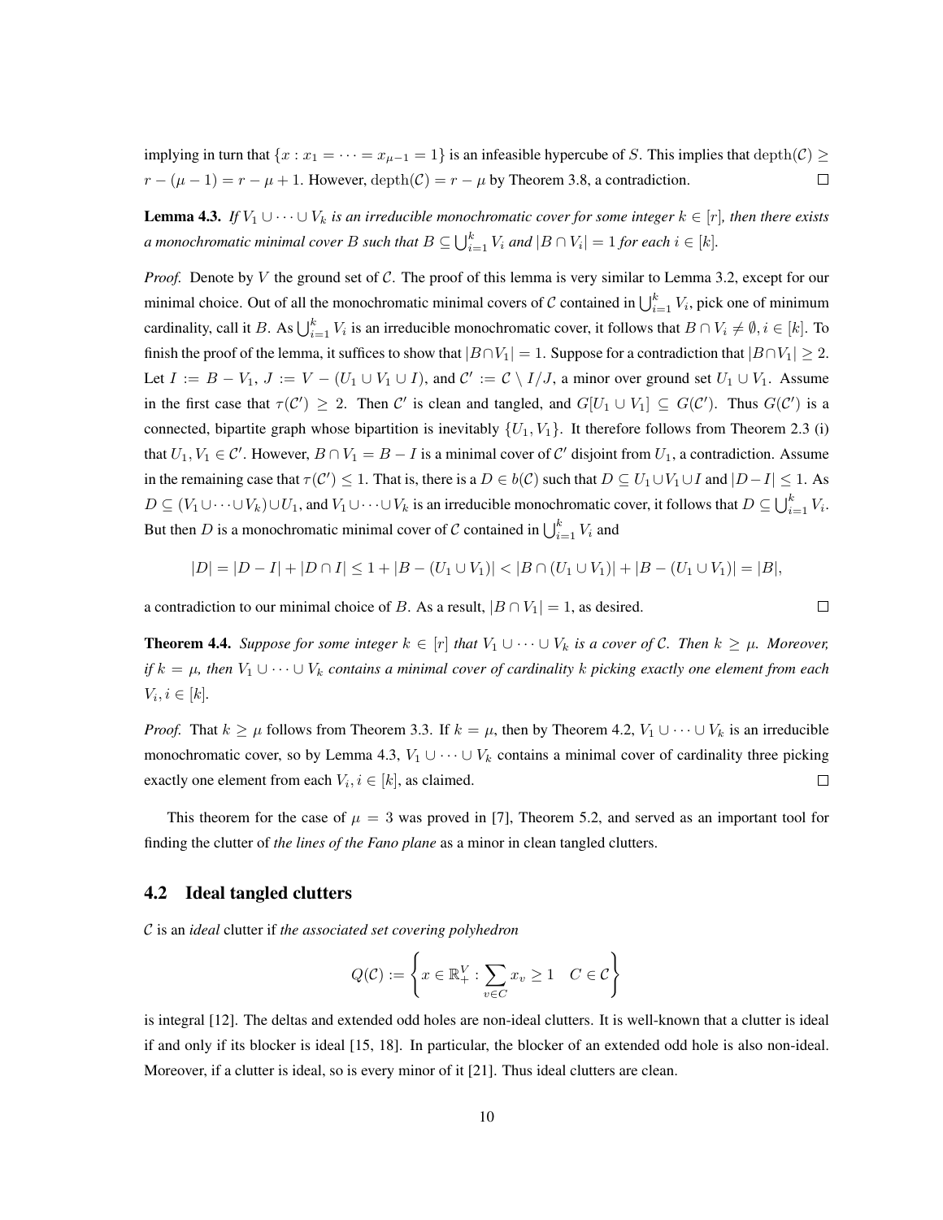implying in turn that $\{x : x_1 = \cdots = x_{\mu-1} = 1\}$ is an infeasible hypercube of $S$. This implies that $\mathrm{depth}(\mathcal{C}) \geq r - (\mu - 1) = r - \mu + 1$. However, $\mathrm{depth}(\mathcal{C}) = r - \mu$ by Theorem 3.8, a contradiction. $\square$

**Lemma 4.3.** *If $V_1 \cup \cdots \cup V_k$ is an irreducible monochromatic cover for some integer $k \in [r]$, then there exists a monochromatic minimal cover $B$ such that $B \subseteq \bigcup_{i=1}^k V_i$ and $|B \cap V_i| = 1$ for each $i \in [k]$.*

*Proof.* Denote by $V$ the ground set of $\mathcal{C}$. The proof of this lemma is very similar to Lemma 3.2, except for our minimal choice. Out of all the monochromatic minimal covers of $\mathcal{C}$ contained in $\bigcup_{i=1}^k V_i$, pick one of minimum cardinality, call it $B$. As $\bigcup_{i=1}^k V_i$ is an irreducible monochromatic cover, it follows that $B \cap V_i \neq \emptyset, i \in [k]$. To finish the proof of the lemma, it suffices to show that $|B \cap V_1| = 1$. Suppose for a contradiction that $|B \cap V_1| \geq 2$. Let $I := B - V_1$, $J := V - (U_1 \cup V_1 \cup I)$, and $\mathcal{C}' := \mathcal{C} \setminus I/J$, a minor over ground set $U_1 \cup V_1$. Assume in the first case that $\tau(\mathcal{C}') \geq 2$. Then $\mathcal{C}'$ is clean and tangled, and $G[U_1 \cup V_1] \subseteq G(\mathcal{C}')$. Thus $G(\mathcal{C}')$ is a connected, bipartite graph whose bipartition is inevitably $\{U_1, V_1\}$. It therefore follows from Theorem 2.3 (i) that $U_1, V_1 \in \mathcal{C}'$. However, $B \cap V_1 = B - I$ is a minimal cover of $\mathcal{C}'$ disjoint from $U_1$, a contradiction. Assume in the remaining case that $\tau(\mathcal{C}') \leq 1$. That is, there is a $D \in b(\mathcal{C})$ such that $D \subseteq U_1 \cup V_1 \cup I$ and $|D - I| \leq 1$. As $D \subseteq (V_1 \cup \cdots \cup V_k) \cup U_1$, and $V_1 \cup \cdots \cup V_k$ is an irreducible monochromatic cover, it follows that $D \subseteq \bigcup_{i=1}^k V_i$. But then $D$ is a monochromatic minimal cover of $\mathcal{C}$ contained in $\bigcup_{i=1}^k V_i$ and

$$|D| = |D - I| + |D \cap I| \leq 1 + |B - (U_1 \cup V_1)| < |B \cap (U_1 \cup V_1)| + |B - (U_1 \cup V_1)| = |B|,$$

a contradiction to our minimal choice of $B$. As a result, $|B \cap V_1| = 1$, as desired. $\square$

**Theorem 4.4.** *Suppose for some integer $k \in [r]$ that $V_1 \cup \cdots \cup V_k$ is a cover of $\mathcal{C}$. Then $k \geq \mu$. Moreover, if $k = \mu$, then $V_1 \cup \cdots \cup V_k$ contains a minimal cover of cardinality $k$ picking exactly one element from each $V_i, i \in [k]$.*

*Proof.* That $k \geq \mu$ follows from Theorem 3.3. If $k = \mu$, then by Theorem 4.2, $V_1 \cup \cdots \cup V_k$ is an irreducible monochromatic cover, so by Lemma 4.3, $V_1 \cup \cdots \cup V_k$ contains a minimal cover of cardinality three picking exactly one element from each $V_i, i \in [k]$, as claimed. $\square$

This theorem for the case of $\mu = 3$ was proved in [7], Theorem 5.2, and served as an important tool for finding the clutter of *the lines of the Fano plane* as a minor in clean tangled clutters.

## 4.2 Ideal tangled clutters

$\mathcal{C}$ is an *ideal* clutter if *the associated set covering polyhedron*

$$Q(\mathcal{C}) := \left\{ x \in \mathbb{R}_+^V : \sum_{v \in C} x_v \geq 1 \quad C \in \mathcal{C} \right\}$$

is integral [12]. The deltas and extended odd holes are non-ideal clutters. It is well-known that a clutter is ideal if and only if its blocker is ideal [15, 18]. In particular, the blocker of an extended odd hole is also non-ideal. Moreover, if a clutter is ideal, so is every minor of it [21]. Thus ideal clutters are clean.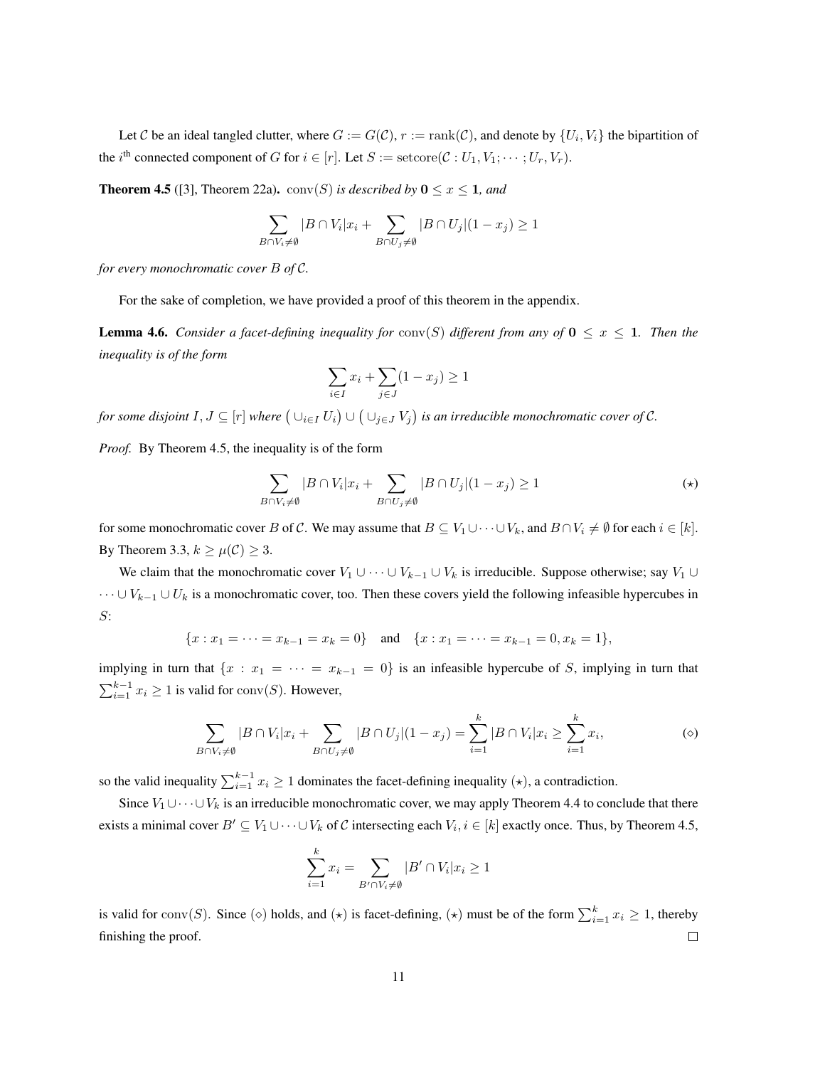Let $\mathcal{C}$ be an ideal tangled clutter, where $G := G(\mathcal{C})$, $r := \operatorname{rank}(\mathcal{C})$, and denote by $\{U_i, V_i\}$ the bipartition of the $i^{\text{th}}$ connected component of $G$ for $i \in [r]$. Let $S := \operatorname{setcore}(\mathcal{C} : U_1, V_1; \cdots ; U_r, V_r)$.

**Theorem 4.5** ([3], Theorem 22a). *$\operatorname{conv}(S)$ is described by $\mathbf{0} \le x \le \mathbf{1}$, and*

$$\sum_{B \cap V_i \neq \emptyset} |B \cap V_i| x_i + \sum_{B \cap U_j \neq \emptyset} |B \cap U_j|(1 - x_j) \ge 1$$

*for every monochromatic cover $B$ of $\mathcal{C}$.*

For the sake of completion, we have provided a proof of this theorem in the appendix.

**Lemma 4.6.** *Consider a facet-defining inequality for $\operatorname{conv}(S)$ different from any of $\mathbf{0} \le x \le \mathbf{1}$. Then the inequality is of the form*

$$\sum_{i \in I} x_i + \sum_{j \in J} (1 - x_j) \ge 1$$

*for some disjoint $I, J \subseteq [r]$ where $\big(\cup_{i \in I} U_i\big) \cup \big(\cup_{j \in J} V_j\big)$ is an irreducible monochromatic cover of $\mathcal{C}$.*

*Proof.* By Theorem 4.5, the inequality is of the form

$$\sum_{B \cap V_i \neq \emptyset} |B \cap V_i| x_i + \sum_{B \cap U_j \neq \emptyset} |B \cap U_j|(1 - x_j) \ge 1 \tag{$\star$}$$

for some monochromatic cover $B$ of $\mathcal{C}$. We may assume that $B \subseteq V_1 \cup \cdots \cup V_k$, and $B \cap V_i \neq \emptyset$ for each $i \in [k]$. By Theorem 3.3, $k \ge \mu(\mathcal{C}) \ge 3$.

We claim that the monochromatic cover $V_1 \cup \cdots \cup V_{k-1} \cup V_k$ is irreducible. Suppose otherwise; say $V_1 \cup \cdots \cup V_{k-1} \cup U_k$ is a monochromatic cover, too. Then these covers yield the following infeasible hypercubes in $S$:

$$\{x : x_1 = \cdots = x_{k-1} = x_k = 0\} \quad \text{and} \quad \{x : x_1 = \cdots = x_{k-1} = 0, x_k = 1\},$$

implying in turn that $\{x : x_1 = \cdots = x_{k-1} = 0\}$ is an infeasible hypercube of $S$, implying in turn that $\sum_{i=1}^{k-1} x_i \ge 1$ is valid for $\operatorname{conv}(S)$. However,

$$\sum_{B \cap V_i \neq \emptyset} |B \cap V_i| x_i + \sum_{B \cap U_j \neq \emptyset} |B \cap U_j|(1 - x_j) = \sum_{i=1}^{k} |B \cap V_i| x_i \ge \sum_{i=1}^{k} x_i, \tag{$\diamond$}$$

so the valid inequality $\sum_{i=1}^{k-1} x_i \ge 1$ dominates the facet-defining inequality ($\star$), a contradiction.

Since $V_1 \cup \cdots \cup V_k$ is an irreducible monochromatic cover, we may apply Theorem 4.4 to conclude that there exists a minimal cover $B' \subseteq V_1 \cup \cdots \cup V_k$ of $\mathcal{C}$ intersecting each $V_i, i \in [k]$ exactly once. Thus, by Theorem 4.5,

$$\sum_{i=1}^{k} x_i = \sum_{B' \cap V_i \neq \emptyset} |B' \cap V_i| x_i \ge 1$$

is valid for $\operatorname{conv}(S)$. Since ($\diamond$) holds, and ($\star$) is facet-defining, ($\star$) must be of the form $\sum_{i=1}^{k} x_i \ge 1$, thereby finishing the proof. $\square$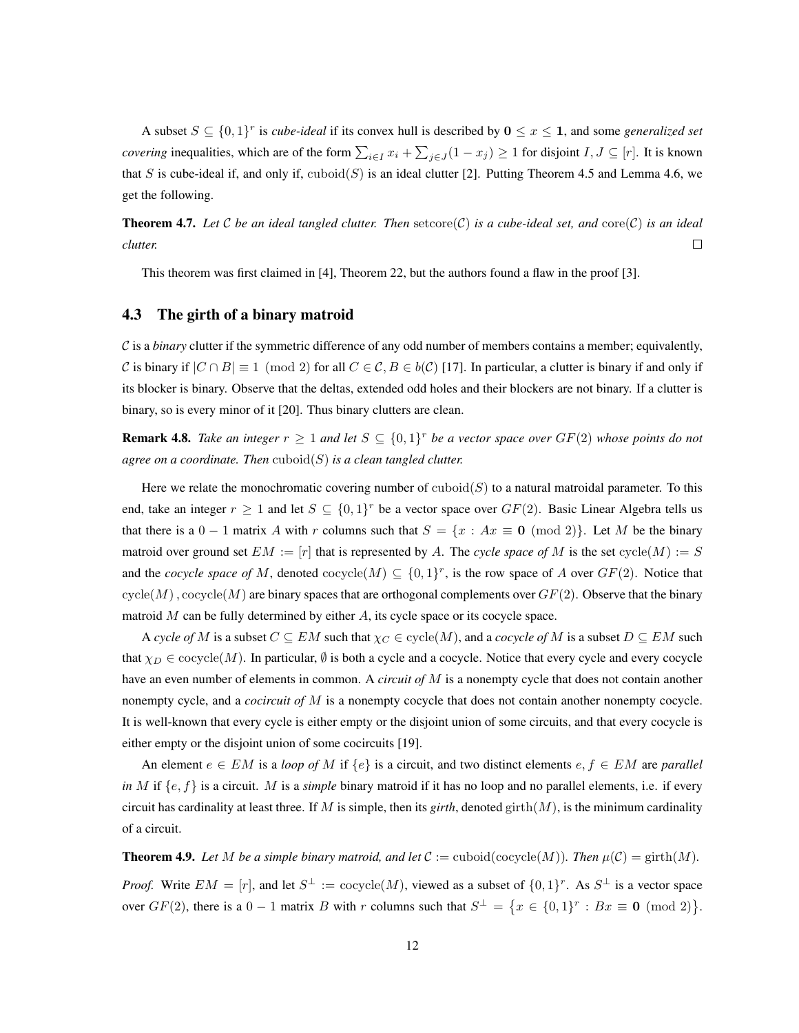A subset $S \subseteq \{0,1\}^r$ is *cube-ideal* if its convex hull is described by $\mathbf{0} \leq x \leq \mathbf{1}$, and some *generalized set covering* inequalities, which are of the form $\sum_{i\in I} x_i + \sum_{j\in J}(1-x_j) \geq 1$ for disjoint $I, J \subseteq [r]$. It is known that $S$ is cube-ideal if, and only if, $\mathrm{cuboid}(S)$ is an ideal clutter [2]. Putting Theorem 4.5 and Lemma 4.6, we get the following.

**Theorem 4.7.** *Let $\mathcal{C}$ be an ideal tangled clutter. Then $\mathrm{setcore}(\mathcal{C})$ is a cube-ideal set, and $\mathrm{core}(\mathcal{C})$ is an ideal clutter.* □

This theorem was first claimed in [4], Theorem 22, but the authors found a flaw in the proof [3].

### 4.3 The girth of a binary matroid

$\mathcal{C}$ is a *binary* clutter if the symmetric difference of any odd number of members contains a member; equivalently, $\mathcal{C}$ is binary if $|C \cap B| \equiv 1 \pmod 2$ for all $C \in \mathcal{C}, B \in b(\mathcal{C})$ [17]. In particular, a clutter is binary if and only if its blocker is binary. Observe that the deltas, extended odd holes and their blockers are not binary. If a clutter is binary, so is every minor of it [20]. Thus binary clutters are clean.

**Remark 4.8.** *Take an integer $r \geq 1$ and let $S \subseteq \{0,1\}^r$ be a vector space over $GF(2)$ whose points do not agree on a coordinate. Then $\mathrm{cuboid}(S)$ is a clean tangled clutter.*

Here we relate the monochromatic covering number of $\mathrm{cuboid}(S)$ to a natural matroidal parameter. To this end, take an integer $r \geq 1$ and let $S \subseteq \{0,1\}^r$ be a vector space over $GF(2)$. Basic Linear Algebra tells us that there is a $0-1$ matrix $A$ with $r$ columns such that $S = \{x : Ax \equiv \mathbf{0} \pmod 2\}$. Let $M$ be the binary matroid over ground set $EM := [r]$ that is represented by $A$. The *cycle space of* $M$ is the set $\mathrm{cycle}(M) := S$ and the *cocycle space of* $M$, denoted $\mathrm{cocycle}(M) \subseteq \{0,1\}^r$, is the row space of $A$ over $GF(2)$. Notice that $\mathrm{cycle}(M), \mathrm{cocycle}(M)$ are binary spaces that are orthogonal complements over $GF(2)$. Observe that the binary matroid $M$ can be fully determined by either $A$, its cycle space or its cocycle space.

A *cycle of* $M$ is a subset $C \subseteq EM$ such that $\chi_C \in \mathrm{cycle}(M)$, and a *cocycle of* $M$ is a subset $D \subseteq EM$ such that $\chi_D \in \mathrm{cocycle}(M)$. In particular, $\emptyset$ is both a cycle and a cocycle. Notice that every cycle and every cocycle have an even number of elements in common. A *circuit of* $M$ is a nonempty cycle that does not contain another nonempty cycle, and a *cocircuit of* $M$ is a nonempty cocycle that does not contain another nonempty cocycle. It is well-known that every cycle is either empty or the disjoint union of some circuits, and that every cocycle is either empty or the disjoint union of some cocircuits [19].

An element $e \in EM$ is a *loop of* $M$ if $\{e\}$ is a circuit, and two distinct elements $e, f \in EM$ are *parallel in* $M$ if $\{e,f\}$ is a circuit. $M$ is a *simple* binary matroid if it has no loop and no parallel elements, i.e. if every circuit has cardinality at least three. If $M$ is simple, then its *girth*, denoted $\mathrm{girth}(M)$, is the minimum cardinality of a circuit.

**Theorem 4.9.** *Let $M$ be a simple binary matroid, and let $\mathcal{C} := \mathrm{cuboid}(\mathrm{cocycle}(M))$. Then $\mu(\mathcal{C}) = \mathrm{girth}(M)$.*

*Proof.* Write $EM = [r]$, and let $S^\perp := \mathrm{cocycle}(M)$, viewed as a subset of $\{0,1\}^r$. As $S^\perp$ is a vector space over $GF(2)$, there is a $0-1$ matrix $B$ with $r$ columns such that $S^\perp = \{x \in \{0,1\}^r : Bx \equiv \mathbf{0} \pmod 2\}$.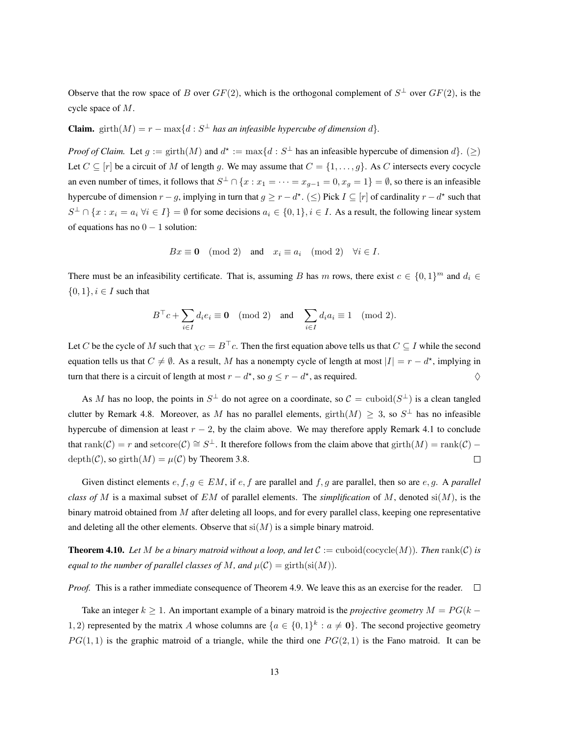Observe that the row space of $B$ over $GF(2)$, which is the orthogonal complement of $S^\perp$ over $GF(2)$, is the cycle space of $M$.

**Claim.** $\text{girth}(M) = r - \max\{d : S^\perp$ *has an infeasible hypercube of dimension* $d\}$.

*Proof of Claim.* Let $g := \text{girth}(M)$ and $d^\star := \max\{d : S^\perp$ has an infeasible hypercube of dimension $d\}$. ($\geq$) Let $C \subseteq [r]$ be a circuit of $M$ of length $g$. We may assume that $C = \{1, \ldots, g\}$. As $C$ intersects every cocycle an even number of times, it follows that $S^\perp \cap \{x : x_1 = \cdots = x_{g-1} = 0, x_g = 1\} = \emptyset$, so there is an infeasible hypercube of dimension $r - g$, implying in turn that $g \geq r - d^\star$. ($\leq$) Pick $I \subseteq [r]$ of cardinality $r - d^\star$ such that $S^\perp \cap \{x : x_i = a_i \ \forall i \in I\} = \emptyset$ for some decisions $a_i \in \{0, 1\}, i \in I$. As a result, the following linear system of equations has no $0-1$ solution:

$$Bx \equiv \mathbf{0} \pmod 2 \quad \text{and} \quad x_i \equiv a_i \pmod 2 \quad \forall i \in I.$$

There must be an infeasibility certificate. That is, assuming $B$ has $m$ rows, there exist $c \in \{0,1\}^m$ and $d_i \in \{0,1\}, i \in I$ such that

$$B^\top c + \sum_{i \in I} d_i e_i \equiv \mathbf{0} \pmod 2 \quad \text{and} \quad \sum_{i \in I} d_i a_i \equiv 1 \pmod 2.$$

Let $C$ be the cycle of $M$ such that $\chi_C = B^\top c$. Then the first equation above tells us that $C \subseteq I$ while the second equation tells us that $C \neq \emptyset$. As a result, $M$ has a nonempty cycle of length at most $|I| = r - d^\star$, implying in turn that there is a circuit of length at most $r - d^\star$, so $g \leq r - d^\star$, as required. $\Diamond$

As $M$ has no loop, the points in $S^\perp$ do not agree on a coordinate, so $\mathcal{C} = \text{cuboid}(S^\perp)$ is a clean tangled clutter by Remark 4.8. Moreover, as $M$ has no parallel elements, $\text{girth}(M) \geq 3$, so $S^\perp$ has no infeasible hypercube of dimension at least $r - 2$, by the claim above. We may therefore apply Remark 4.1 to conclude that $\text{rank}(\mathcal{C}) = r$ and $\text{setcore}(\mathcal{C}) \cong S^\perp$. It therefore follows from the claim above that $\text{girth}(M) = \text{rank}(\mathcal{C}) - \text{depth}(\mathcal{C})$, so $\text{girth}(M) = \mu(\mathcal{C})$ by Theorem 3.8. $\square$

Given distinct elements $e, f, g \in EM$, if $e, f$ are parallel and $f, g$ are parallel, then so are $e, g$. A *parallel class of* $M$ is a maximal subset of $EM$ of parallel elements. The *simplification* of $M$, denoted $\text{si}(M)$, is the binary matroid obtained from $M$ after deleting all loops, and for every parallel class, keeping one representative and deleting all the other elements. Observe that $\text{si}(M)$ is a simple binary matroid.

**Theorem 4.10.** *Let $M$ be a binary matroid without a loop, and let $\mathcal{C} := \text{cuboid}(\text{cocycle}(M))$. Then $\text{rank}(\mathcal{C})$ is equal to the number of parallel classes of $M$, and $\mu(\mathcal{C}) = \text{girth}(\text{si}(M))$.*

*Proof.* This is a rather immediate consequence of Theorem 4.9. We leave this as an exercise for the reader. $\square$

Take an integer $k \geq 1$. An important example of a binary matroid is the *projective geometry* $M = PG(k-1, 2)$ represented by the matrix $A$ whose columns are $\{a \in \{0,1\}^k : a \neq \mathbf{0}\}$. The second projective geometry $PG(1,1)$ is the graphic matroid of a triangle, while the third one $PG(2,1)$ is the Fano matroid. It can be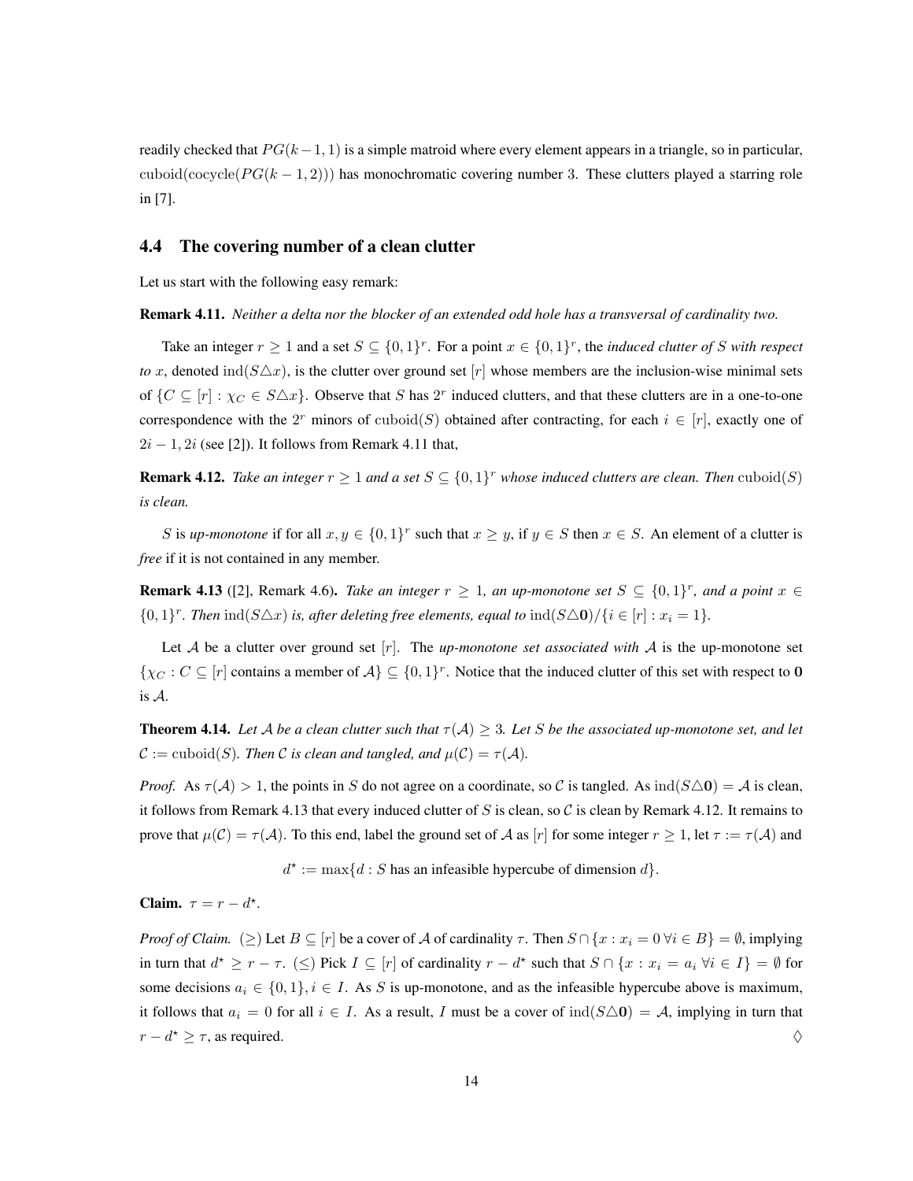readily checked that $PG(k-1,1)$ is a simple matroid where every element appears in a triangle, so in particular, $\text{cuboid}(\text{cocycle}(PG(k-1,2)))$ has monochromatic covering number 3. These clutters played a starring role in [7].

### 4.4 The covering number of a clean clutter

Let us start with the following easy remark:

**Remark 4.11.** *Neither a delta nor the blocker of an extended odd hole has a transversal of cardinality two.*

Take an integer $r \geq 1$ and a set $S \subseteq \{0,1\}^r$. For a point $x \in \{0,1\}^r$, the *induced clutter of $S$ with respect to $x$*, denoted $\text{ind}(S \triangle x)$, is the clutter over ground set $[r]$ whose members are the inclusion-wise minimal sets of $\{C \subseteq [r] : \chi_C \in S \triangle x\}$. Observe that $S$ has $2^r$ induced clutters, and that these clutters are in a one-to-one correspondence with the $2^r$ minors of $\text{cuboid}(S)$ obtained after contracting, for each $i \in [r]$, exactly one of $2i-1, 2i$ (see [2]). It follows from Remark 4.11 that,

**Remark 4.12.** *Take an integer $r \geq 1$ and a set $S \subseteq \{0,1\}^r$ whose induced clutters are clean. Then $\text{cuboid}(S)$ is clean.*

$S$ is *up-monotone* if for all $x, y \in \{0,1\}^r$ such that $x \geq y$, if $y \in S$ then $x \in S$. An element of a clutter is *free* if it is not contained in any member.

**Remark 4.13** ([2], Remark 4.6)**.** *Take an integer $r \geq 1$, an up-monotone set $S \subseteq \{0,1\}^r$, and a point $x \in \{0,1\}^r$. Then $\text{ind}(S \triangle x)$ is, after deleting free elements, equal to $\text{ind}(S \triangle \mathbf{0}) / \{i \in [r] : x_i = 1\}$.*

Let $\mathcal{A}$ be a clutter over ground set $[r]$. The *up-monotone set associated with* $\mathcal{A}$ is the up-monotone set $\{\chi_C : C \subseteq [r] \text{ contains a member of } \mathcal{A}\} \subseteq \{0,1\}^r$. Notice that the induced clutter of this set with respect to $\mathbf{0}$ is $\mathcal{A}$.

**Theorem 4.14.** *Let $\mathcal{A}$ be a clean clutter such that $\tau(\mathcal{A}) \geq 3$. Let $S$ be the associated up-monotone set, and let $\mathcal{C} := \text{cuboid}(S)$. Then $\mathcal{C}$ is clean and tangled, and $\mu(\mathcal{C}) = \tau(\mathcal{A})$.*

*Proof.* As $\tau(\mathcal{A}) > 1$, the points in $S$ do not agree on a coordinate, so $\mathcal{C}$ is tangled. As $\text{ind}(S \triangle \mathbf{0}) = \mathcal{A}$ is clean, it follows from Remark 4.13 that every induced clutter of $S$ is clean, so $\mathcal{C}$ is clean by Remark 4.12. It remains to prove that $\mu(\mathcal{C}) = \tau(\mathcal{A})$. To this end, label the ground set of $\mathcal{A}$ as $[r]$ for some integer $r \geq 1$, let $\tau := \tau(\mathcal{A})$ and

$$d^\star := \max\{d : S \text{ has an infeasible hypercube of dimension } d\}.$$

**Claim.** $\tau = r - d^\star$.

*Proof of Claim.* ($\geq$) Let $B \subseteq [r]$ be a cover of $\mathcal{A}$ of cardinality $\tau$. Then $S \cap \{x : x_i = 0 \; \forall i \in B\} = \emptyset$, implying in turn that $d^\star \geq r - \tau$. ($\leq$) Pick $I \subseteq [r]$ of cardinality $r - d^\star$ such that $S \cap \{x : x_i = a_i \; \forall i \in I\} = \emptyset$ for some decisions $a_i \in \{0,1\}, i \in I$. As $S$ is up-monotone, and as the infeasible hypercube above is maximum, it follows that $a_i = 0$ for all $i \in I$. As a result, $I$ must be a cover of $\text{ind}(S \triangle \mathbf{0}) = \mathcal{A}$, implying in turn that $r - d^\star \geq \tau$, as required. $\Diamond$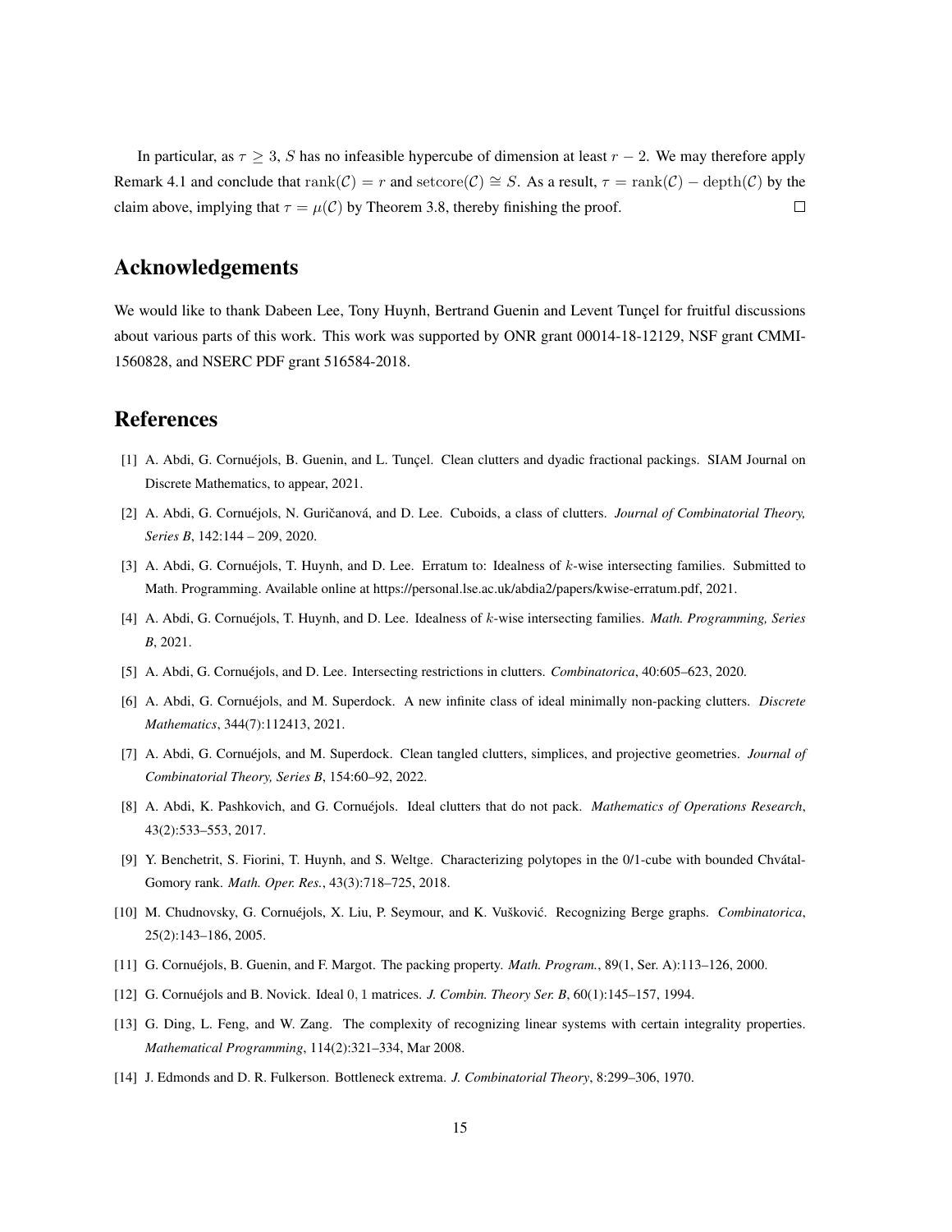In particular, as $\tau \geq 3$, $S$ has no infeasible hypercube of dimension at least $r-2$. We may therefore apply Remark 4.1 and conclude that $\mathrm{rank}(\mathcal{C}) = r$ and $\mathrm{setcore}(\mathcal{C}) \cong S$. As a result, $\tau = \mathrm{rank}(\mathcal{C}) - \mathrm{depth}(\mathcal{C})$ by the claim above, implying that $\tau = \mu(\mathcal{C})$ by Theorem 3.8, thereby finishing the proof. $\square$

## Acknowledgements

We would like to thank Dabeen Lee, Tony Huynh, Bertrand Guenin and Levent Tunçel for fruitful discussions about various parts of this work. This work was supported by ONR grant 00014-18-12129, NSF grant CMMI-1560828, and NSERC PDF grant 516584-2018.

## References

[1] A. Abdi, G. Cornuéjols, B. Guenin, and L. Tunçel. Clean clutters and dyadic fractional packings. SIAM Journal on Discrete Mathematics, to appear, 2021.

[2] A. Abdi, G. Cornuéjols, N. Guričanová, and D. Lee. Cuboids, a class of clutters. *Journal of Combinatorial Theory, Series B*, 142:144 – 209, 2020.

[3] A. Abdi, G. Cornuéjols, T. Huynh, and D. Lee. Erratum to: Idealness of $k$-wise intersecting families. Submitted to Math. Programming. Available online at https://personal.lse.ac.uk/abdia2/papers/kwise-erratum.pdf, 2021.

[4] A. Abdi, G. Cornuéjols, T. Huynh, and D. Lee. Idealness of $k$-wise intersecting families. *Math. Programming, Series B*, 2021.

[5] A. Abdi, G. Cornuéjols, and D. Lee. Intersecting restrictions in clutters. *Combinatorica*, 40:605–623, 2020.

[6] A. Abdi, G. Cornuéjols, and M. Superdock. A new infinite class of ideal minimally non-packing clutters. *Discrete Mathematics*, 344(7):112413, 2021.

[7] A. Abdi, G. Cornuéjols, and M. Superdock. Clean tangled clutters, simplices, and projective geometries. *Journal of Combinatorial Theory, Series B*, 154:60–92, 2022.

[8] A. Abdi, K. Pashkovich, and G. Cornuéjols. Ideal clutters that do not pack. *Mathematics of Operations Research*, 43(2):533–553, 2017.

[9] Y. Benchetrit, S. Fiorini, T. Huynh, and S. Weltge. Characterizing polytopes in the 0/1-cube with bounded Chvátal-Gomory rank. *Math. Oper. Res.*, 43(3):718–725, 2018.

[10] M. Chudnovsky, G. Cornuéjols, X. Liu, P. Seymour, and K. Vušković. Recognizing Berge graphs. *Combinatorica*, 25(2):143–186, 2005.

[11] G. Cornuéjols, B. Guenin, and F. Margot. The packing property. *Math. Program.*, 89(1, Ser. A):113–126, 2000.

[12] G. Cornuéjols and B. Novick. Ideal $0,1$ matrices. *J. Combin. Theory Ser. B*, 60(1):145–157, 1994.

[13] G. Ding, L. Feng, and W. Zang. The complexity of recognizing linear systems with certain integrality properties. *Mathematical Programming*, 114(2):321–334, Mar 2008.

[14] J. Edmonds and D. R. Fulkerson. Bottleneck extrema. *J. Combinatorial Theory*, 8:299–306, 1970.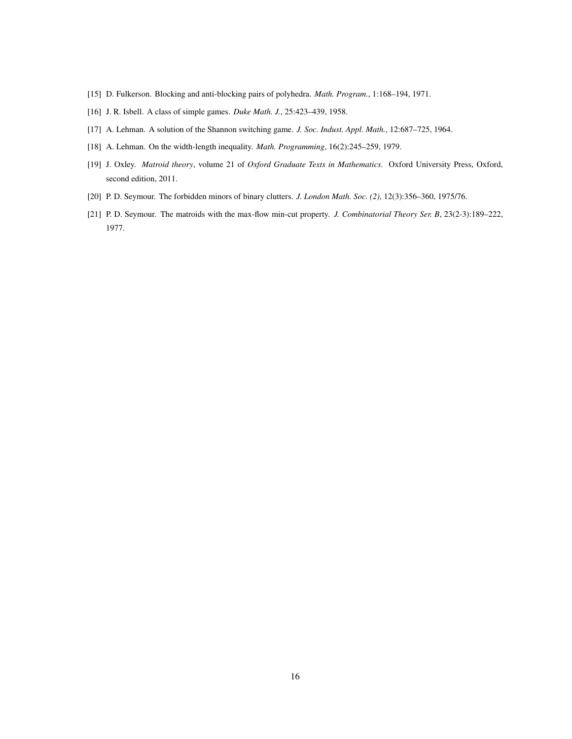[15] D. Fulkerson. Blocking and anti-blocking pairs of polyhedra. *Math. Program.*, 1:168–194, 1971.

[16] J. R. Isbell. A class of simple games. *Duke Math. J.*, 25:423–439, 1958.

[17] A. Lehman. A solution of the Shannon switching game. *J. Soc. Indust. Appl. Math.*, 12:687–725, 1964.

[18] A. Lehman. On the width-length inequality. *Math. Programming*, 16(2):245–259, 1979.

[19] J. Oxley. *Matroid theory*, volume 21 of *Oxford Graduate Texts in Mathematics*. Oxford University Press, Oxford, second edition, 2011.

[20] P. D. Seymour. The forbidden minors of binary clutters. *J. London Math. Soc. (2)*, 12(3):356–360, 1975/76.

[21] P. D. Seymour. The matroids with the max-flow min-cut property. *J. Combinatorial Theory Ser. B*, 23(2-3):189–222, 1977.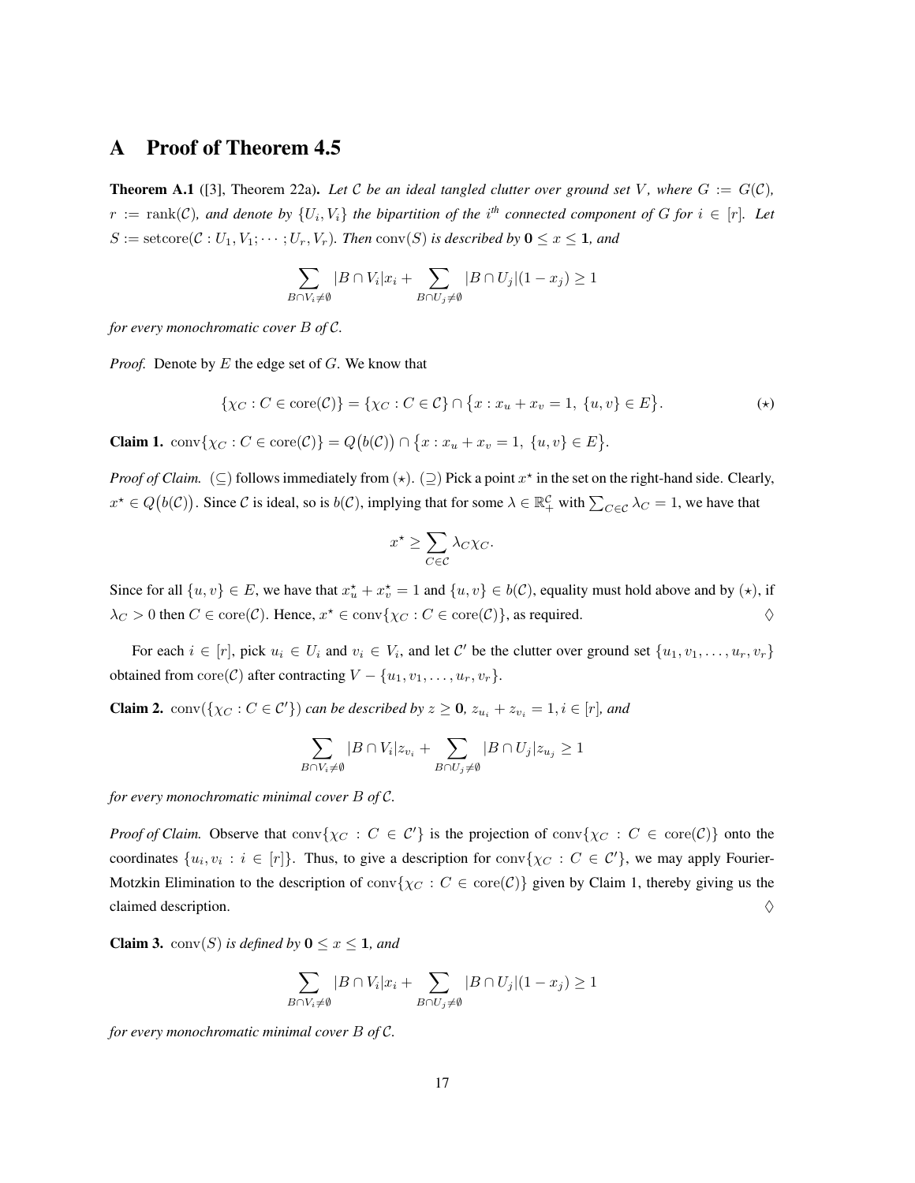## A Proof of Theorem 4.5

**Theorem A.1** ([3], Theorem 22a)**.** *Let $\mathcal{C}$ be an ideal tangled clutter over ground set $V$, where $G := G(\mathcal{C})$, $r := \operatorname{rank}(\mathcal{C})$, and denote by $\{U_i, V_i\}$ the bipartition of the $i^{th}$ connected component of $G$ for $i \in [r]$. Let $S := \operatorname{setcore}(\mathcal{C} : U_1, V_1; \cdots ; U_r, V_r)$. Then $\operatorname{conv}(S)$ is described by $\mathbf{0} \leq x \leq \mathbf{1}$, and*

$$\sum_{B \cap V_i \neq \emptyset} |B \cap V_i| x_i + \sum_{B \cap U_j \neq \emptyset} |B \cap U_j| (1 - x_j) \geq 1$$

*for every monochromatic cover $B$ of $\mathcal{C}$.*

*Proof.* Denote by $E$ the edge set of $G$. We know that

$$\{\chi_C : C \in \operatorname{core}(\mathcal{C})\} = \{\chi_C : C \in \mathcal{C}\} \cap \big\{x : x_u + x_v = 1,\ \{u, v\} \in E\big\}. \qquad (\star)$$

**Claim 1.** $\operatorname{conv}\{\chi_C : C \in \operatorname{core}(\mathcal{C})\} = Q\big(b(\mathcal{C})\big) \cap \big\{x : x_u + x_v = 1,\ \{u, v\} \in E\big\}$.

*Proof of Claim.* ($\subseteq$) follows immediately from ($\star$). ($\supseteq$) Pick a point $x^\star$ in the set on the right-hand side. Clearly, $x^\star \in Q\big(b(\mathcal{C})\big)$. Since $\mathcal{C}$ is ideal, so is $b(\mathcal{C})$, implying that for some $\lambda \in \mathbb{R}^{\mathcal{C}}_+$ with $\sum_{C \in \mathcal{C}} \lambda_C = 1$, we have that

$$x^\star \geq \sum_{C \in \mathcal{C}} \lambda_C \chi_C.$$

Since for all $\{u, v\} \in E$, we have that $x^\star_u + x^\star_v = 1$ and $\{u, v\} \in b(\mathcal{C})$, equality must hold above and by ($\star$), if $\lambda_C > 0$ then $C \in \operatorname{core}(\mathcal{C})$. Hence, $x^\star \in \operatorname{conv}\{\chi_C : C \in \operatorname{core}(\mathcal{C})\}$, as required. $\Diamond$

For each $i \in [r]$, pick $u_i \in U_i$ and $v_i \in V_i$, and let $\mathcal{C}'$ be the clutter over ground set $\{u_1, v_1, \ldots, u_r, v_r\}$ obtained from $\operatorname{core}(\mathcal{C})$ after contracting $V - \{u_1, v_1, \ldots, u_r, v_r\}$.

**Claim 2.** $\operatorname{conv}(\{\chi_C : C \in \mathcal{C}'\})$ *can be described by $z \geq \mathbf{0}$, $z_{u_i} + z_{v_i} = 1, i \in [r]$, and*

$$\sum_{B \cap V_i \neq \emptyset} |B \cap V_i| z_{v_i} + \sum_{B \cap U_j \neq \emptyset} |B \cap U_j| z_{u_j} \geq 1$$

*for every monochromatic minimal cover $B$ of $\mathcal{C}$.*

*Proof of Claim.* Observe that $\operatorname{conv}\{\chi_C : C \in \mathcal{C}'\}$ is the projection of $\operatorname{conv}\{\chi_C : C \in \operatorname{core}(\mathcal{C})\}$ onto the coordinates $\{u_i, v_i : i \in [r]\}$. Thus, to give a description for $\operatorname{conv}\{\chi_C : C \in \mathcal{C}'\}$, we may apply Fourier-Motzkin Elimination to the description of $\operatorname{conv}\{\chi_C : C \in \operatorname{core}(\mathcal{C})\}$ given by Claim 1, thereby giving us the claimed description. $\Diamond$

**Claim 3.** $\operatorname{conv}(S)$ *is defined by $\mathbf{0} \leq x \leq \mathbf{1}$, and*

$$\sum_{B \cap V_i \neq \emptyset} |B \cap V_i| x_i + \sum_{B \cap U_j \neq \emptyset} |B \cap U_j| (1 - x_j) \geq 1$$

*for every monochromatic minimal cover $B$ of $\mathcal{C}$.*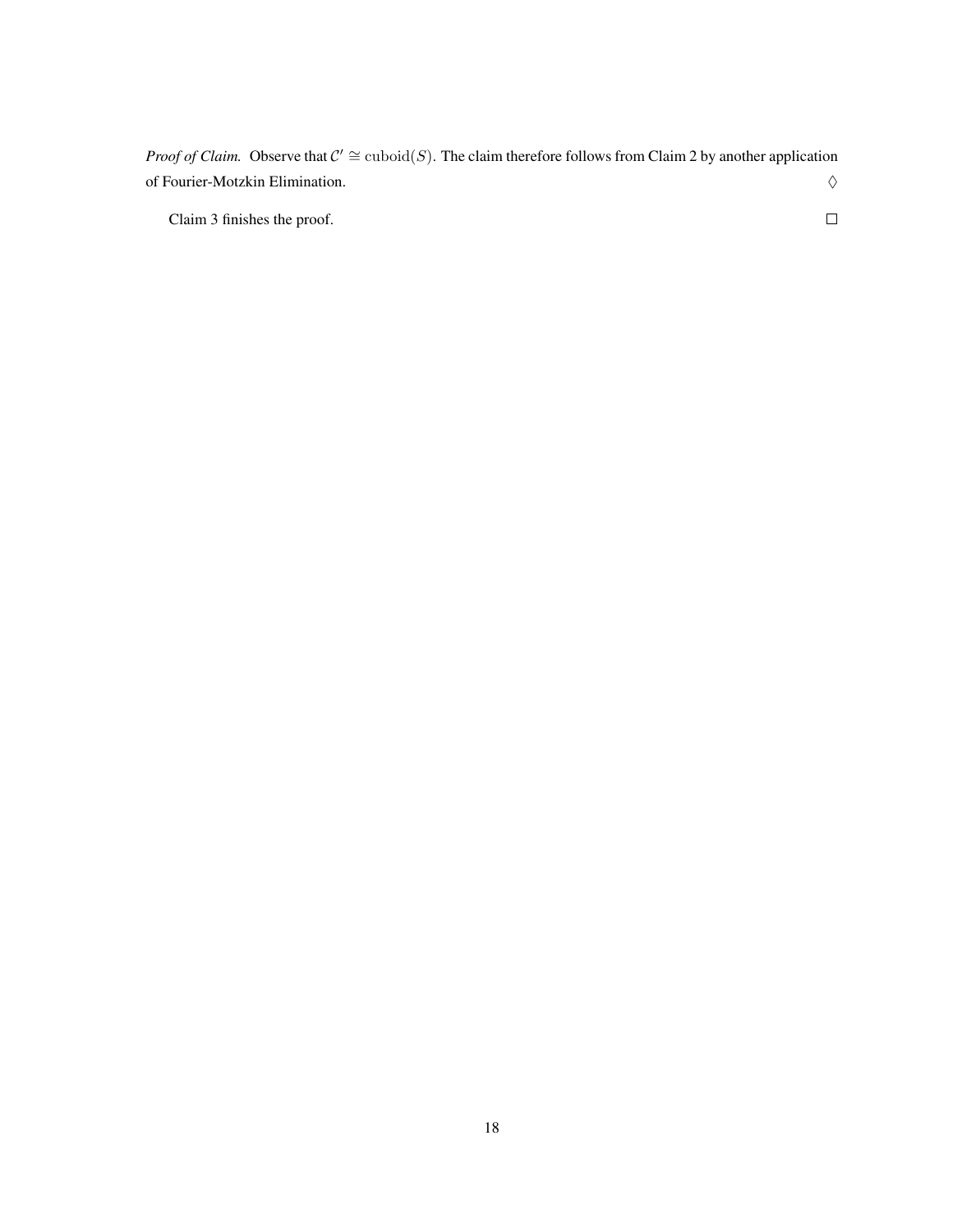*Proof of Claim.* Observe that $\mathcal{C}' \cong \mathrm{cuboid}(S)$. The claim therefore follows from Claim 2 by another application of Fourier-Motzkin Elimination. $\Diamond$

Claim 3 finishes the proof. $\square$